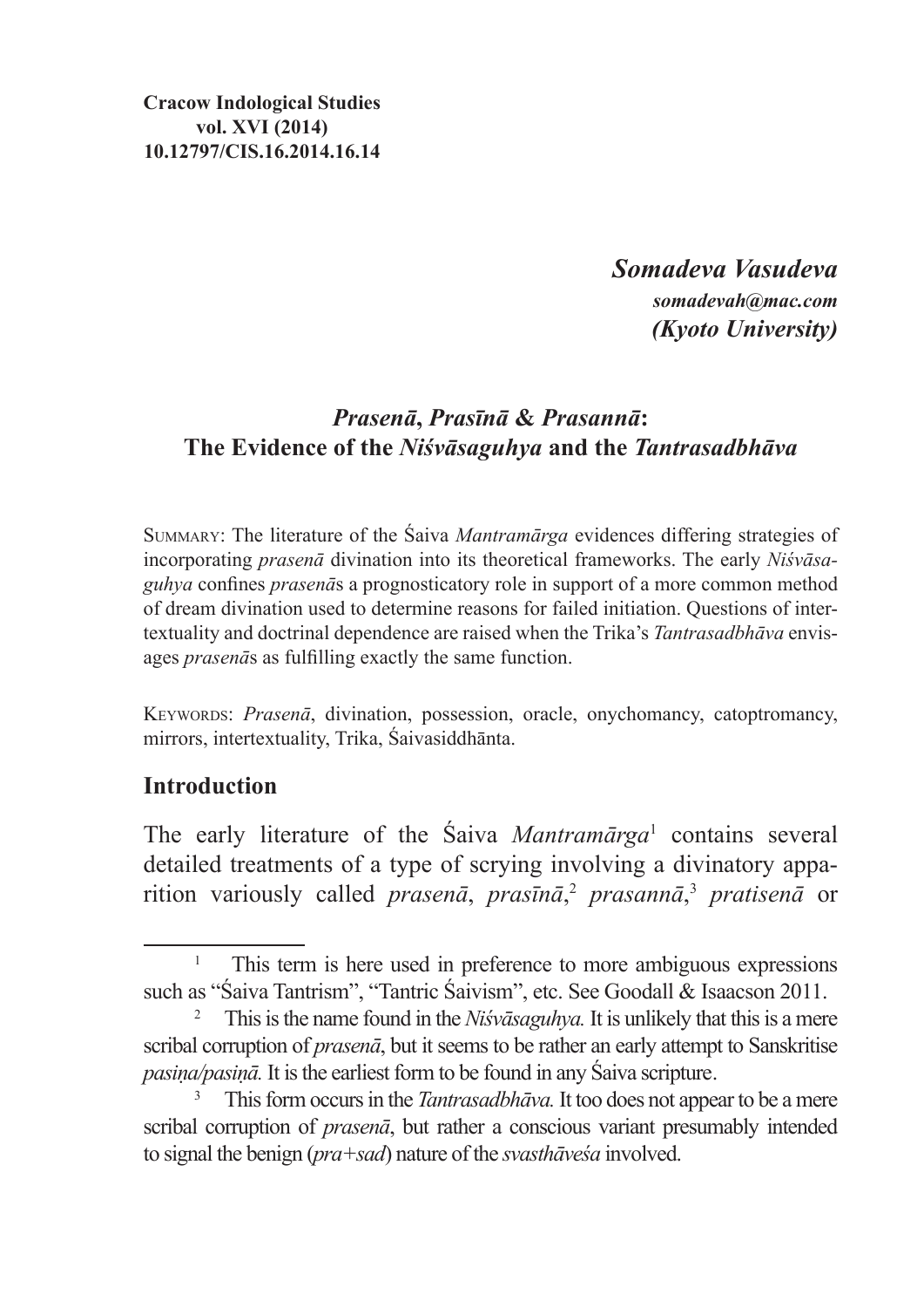**Cracow Indological Studies**
**vol. XVI (2014)**
**10.12797/CIS.16.2014.16.14**

***Somadeva Vasudeva***
***somadevah@mac.com***
***(Kyoto University)***

# *Prasenā*, *Prasīnā* & *Prasannā*: The Evidence of the *Niśvāsaguhya* and the *Tantrasadbhāva*

Summary: The literature of the Śaiva *Mantramārga* evidences differing strategies of incorporating *prasenā* divination into its theoretical frameworks. The early *Niśvāsaguhya* confines *prasenā*s a prognosticatory role in support of a more common method of dream divination used to determine reasons for failed initiation. Questions of intertextuality and doctrinal dependence are raised when the Trika's *Tantrasadbhāva* envisages *prasenā*s as fulfilling exactly the same function.

Keywords: *Prasenā*, divination, possession, oracle, onychomancy, catoptromancy, mirrors, intertextuality, Trika, Śaivasiddhānta.

## Introduction

The early literature of the Śaiva *Mantramārga*[1] contains several detailed treatments of a type of scrying involving a divinatory apparition variously called *prasenā*, *prasīnā*,[2] *prasannā*,[3] *pratisenā* or

[1] This term is here used in preference to more ambiguous expressions such as "Śaiva Tantrism", "Tantric Śaivism", etc. See Goodall & Isaacson 2011.

[2] This is the name found in the *Niśvāsaguhya.* It is unlikely that this is a mere scribal corruption of *prasenā*, but it seems to be rather an early attempt to Sanskritise *pasiṇa/pasiṇā.* It is the earliest form to be found in any Śaiva scripture.

[3] This form occurs in the *Tantrasadbhāva.* It too does not appear to be a mere scribal corruption of *prasenā*, but rather a conscious variant presumably intended to signal the benign (*pra+sad*) nature of the *svasthāveśa* involved.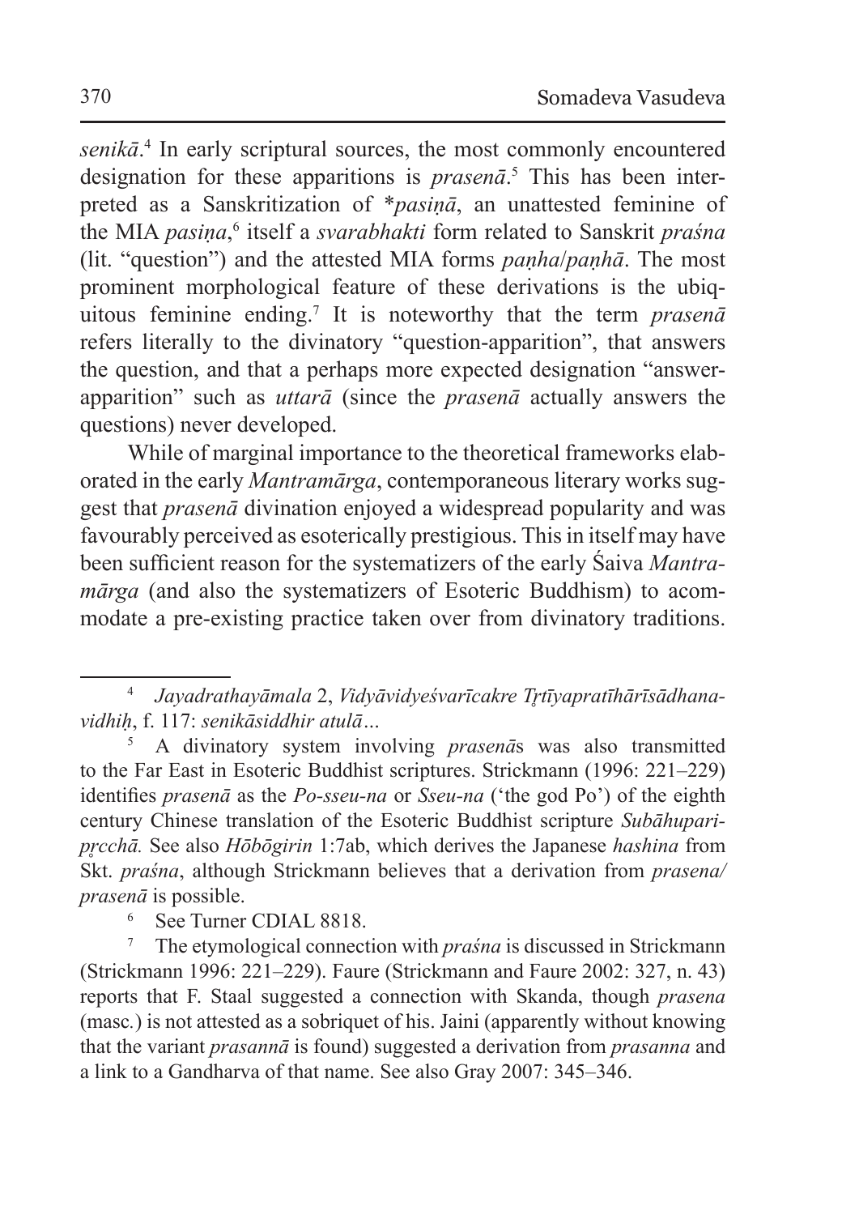*senikā*.[4] In early scriptural sources, the most commonly encountered designation for these apparitions is *prasenā*.[5] This has been interpreted as a Sanskritization of *\*pasiṇā*, an unattested feminine of the MIA *pasiṇa*,[6] itself a *svarabhakti* form related to Sanskrit *praśna* (lit. "question") and the attested MIA forms *paṇha*/*paṇhā*. The most prominent morphological feature of these derivations is the ubiquitous feminine ending.[7] It is noteworthy that the term *prasenā* refers literally to the divinatory "question-apparition", that answers the question, and that a perhaps more expected designation "answer-apparition" such as *uttarā* (since the *prasenā* actually answers the questions) never developed.

While of marginal importance to the theoretical frameworks elaborated in the early *Mantramārga*, contemporaneous literary works suggest that *prasenā* divination enjoyed a widespread popularity and was favourably perceived as esoterically prestigious. This in itself may have been sufficient reason for the systematizers of the early Śaiva *Mantramārga* (and also the systematizers of Esoteric Buddhism) to accommodate a pre-existing practice taken over from divinatory traditions.

---

[4] *Jayadrathayāmala* 2, *Vidyāvidyeśvarīcakre Tṛtīyapratīhārīsādhanavidhiḥ*, f. 117: *senikāsiddhir atulā…*

[5] A divinatory system involving *prasenā*s was also transmitted to the Far East in Esoteric Buddhist scriptures. Strickmann (1996: 221–229) identifies *prasenā* as the *Po-sseu-na* or *Sseu-na* ('the god Po') of the eighth century Chinese translation of the Esoteric Buddhist scripture *Subāhuparipṛcchā.* See also *Hōbōgirin* 1:7ab, which derives the Japanese *hashina* from Skt. *praśna*, although Strickmann believes that a derivation from *prasena/prasenā* is possible.

[6] See Turner CDIAL 8818.

[7] The etymological connection with *praśna* is discussed in Strickmann (Strickmann 1996: 221–229). Faure (Strickmann and Faure 2002: 327, n. 43) reports that F. Staal suggested a connection with Skanda, though *prasena* (masc.) is not attested as a sobriquet of his. Jaini (apparently without knowing that the variant *prasannā* is found) suggested a derivation from *prasanna* and a link to a Gandharva of that name. See also Gray 2007: 345–346.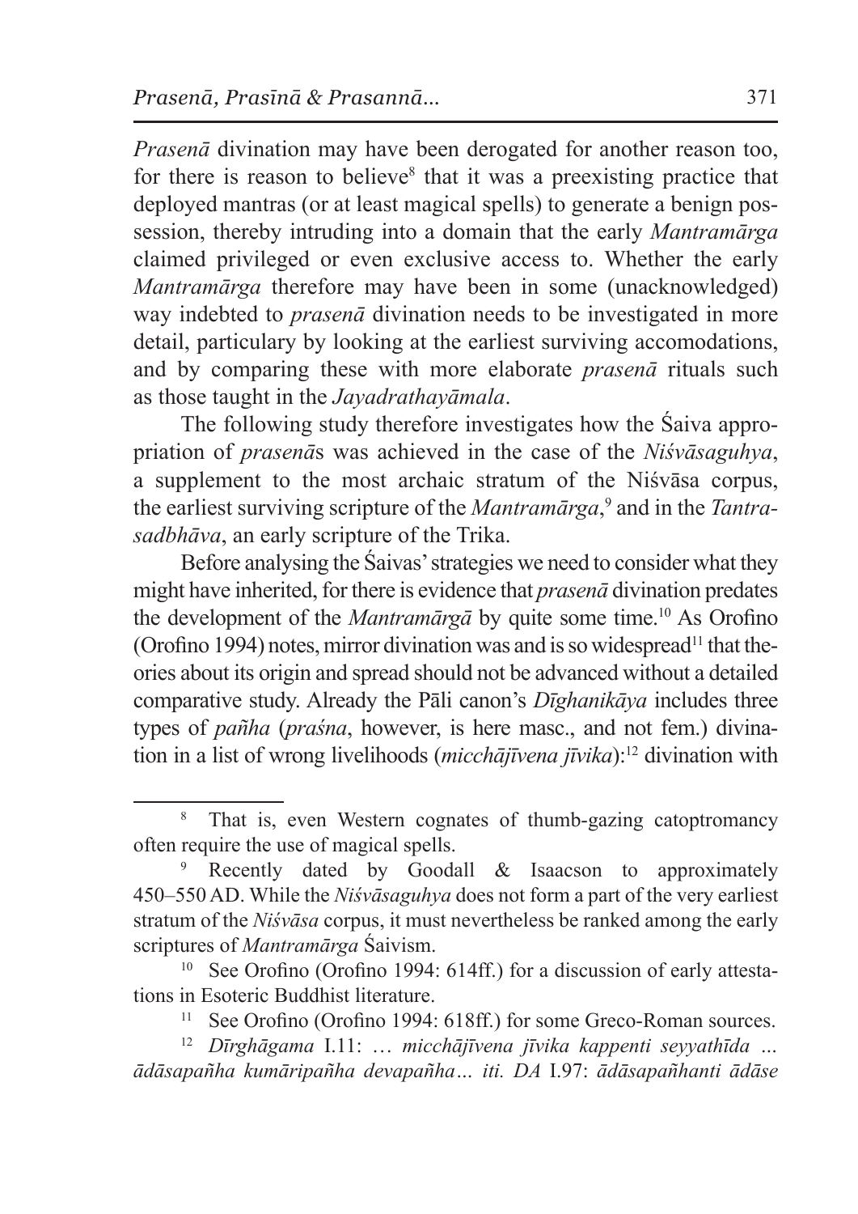*Prasenā* divination may have been derogated for another reason too, for there is reason to believe[8] that it was a preexisting practice that deployed mantras (or at least magical spells) to generate a benign possession, thereby intruding into a domain that the early *Mantramārga* claimed privileged or even exclusive access to. Whether the early *Mantramārga* therefore may have been in some (unacknowledged) way indebted to *prasenā* divination needs to be investigated in more detail, particulary by looking at the earliest surviving accomodations, and by comparing these with more elaborate *prasenā* rituals such as those taught in the *Jayadrathayāmala*.

The following study therefore investigates how the Śaiva appropriation of *prasenā*s was achieved in the case of the *Niśvāsaguhya*, a supplement to the most archaic stratum of the Niśvāsa corpus, the earliest surviving scripture of the *Mantramārga*,[9] and in the *Tantrasadbhāva*, an early scripture of the Trika.

Before analysing the Śaivas' strategies we need to consider what they might have inherited, for there is evidence that *prasenā* divination predates the development of the *Mantramārgā* by quite some time.[10] As Orofino (Orofino 1994) notes, mirror divination was and is so widespread[11] that theories about its origin and spread should not be advanced without a detailed comparative study. Already the Pāli canon's *Dīghanikāya* includes three types of *pañha* (*praśna*, however, is here masc., and not fem.) divination in a list of wrong livelihoods (*micchājīvena jīvika*):[12] divination with

---

[8] That is, even Western cognates of thumb-gazing catoptromancy often require the use of magical spells.

[9] Recently dated by Goodall & Isaacson to approximately 450–550 AD. While the *Niśvāsaguhya* does not form a part of the very earliest stratum of the *Niśvāsa* corpus, it must nevertheless be ranked among the early scriptures of *Mantramārga* Śaivism.

[10] See Orofino (Orofino 1994: 614ff.) for a discussion of early attestations in Esoteric Buddhist literature.

[11] See Orofino (Orofino 1994: 618ff.) for some Greco-Roman sources.

[12] *Dīrghāgama* I.11: … *micchājīvena jīvika kappenti seyyathīda … ādāsapañha kumāripañha devapañha… iti. DA* I.97: *ādāsapañhanti ādāse*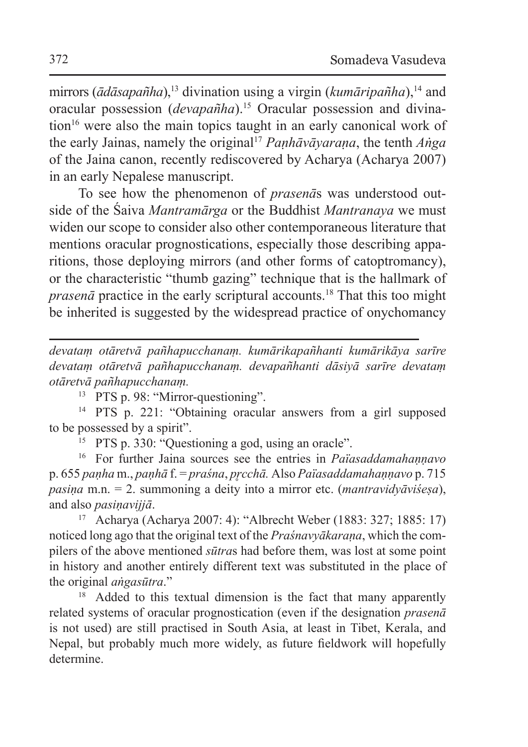mirrors (*ādāsapañha*),[13] divination using a virgin (*kumāripañha*),[14] and oracular possession (*devapañha*).[15] Oracular possession and divination[16] were also the main topics taught in an early canonical work of the early Jainas, namely the original[17] *Paṇhāvāyaraṇa*, the tenth *Aṅga* of the Jaina canon, recently rediscovered by Acharya (Acharya 2007) in an early Nepalese manuscript.

To see how the phenomenon of *prasenā*s was understood outside of the Śaiva *Mantramārga* or the Buddhist *Mantranaya* we must widen our scope to consider also other contemporaneous literature that mentions oracular prognostications, especially those describing apparitions, those deploying mirrors (and other forms of catoptromancy), or the characteristic "thumb gazing" technique that is the hallmark of *prasenā* practice in the early scriptural accounts.[18] That this too might be inherited is suggested by the widespread practice of onychomancy

---

*devataṃ otāretvā pañhapucchanaṃ. kumārikapañhanti kumārikāya sarīre devataṃ otāretvā pañhapucchanaṃ. devapañhanti dāsiyā sarīre devataṃ otāretvā pañhapucchanaṃ.*

[13] PTS p. 98: "Mirror-questioning".

[14] PTS p. 221: "Obtaining oracular answers from a girl supposed to be possessed by a spirit".

[15] PTS p. 330: "Questioning a god, using an oracle".

[16] For further Jaina sources see the entries in *Païasaddamahaṇṇavo* p. 655 *paṇha* m., *paṇhā* f. = *praśna*, *pṛcchā*. Also *Païasaddamahaṇṇavo* p. 715 *pasiṇa* m.n. = 2. summoning a deity into a mirror etc. (*mantravidyāviśeṣa*), and also *pasiṇavijjā*.

[17] Acharya (Acharya 2007: 4): "Albrecht Weber (1883: 327; 1885: 17) noticed long ago that the original text of the *Praśnavyākaraṇa*, which the compilers of the above mentioned *sūtra*s had before them, was lost at some point in history and another entirely different text was substituted in the place of the original *aṅgasūtra*."

[18] Added to this textual dimension is the fact that many apparently related systems of oracular prognostication (even if the designation *prasenā* is not used) are still practised in South Asia, at least in Tibet, Kerala, and Nepal, but probably much more widely, as future fieldwork will hopefully determine.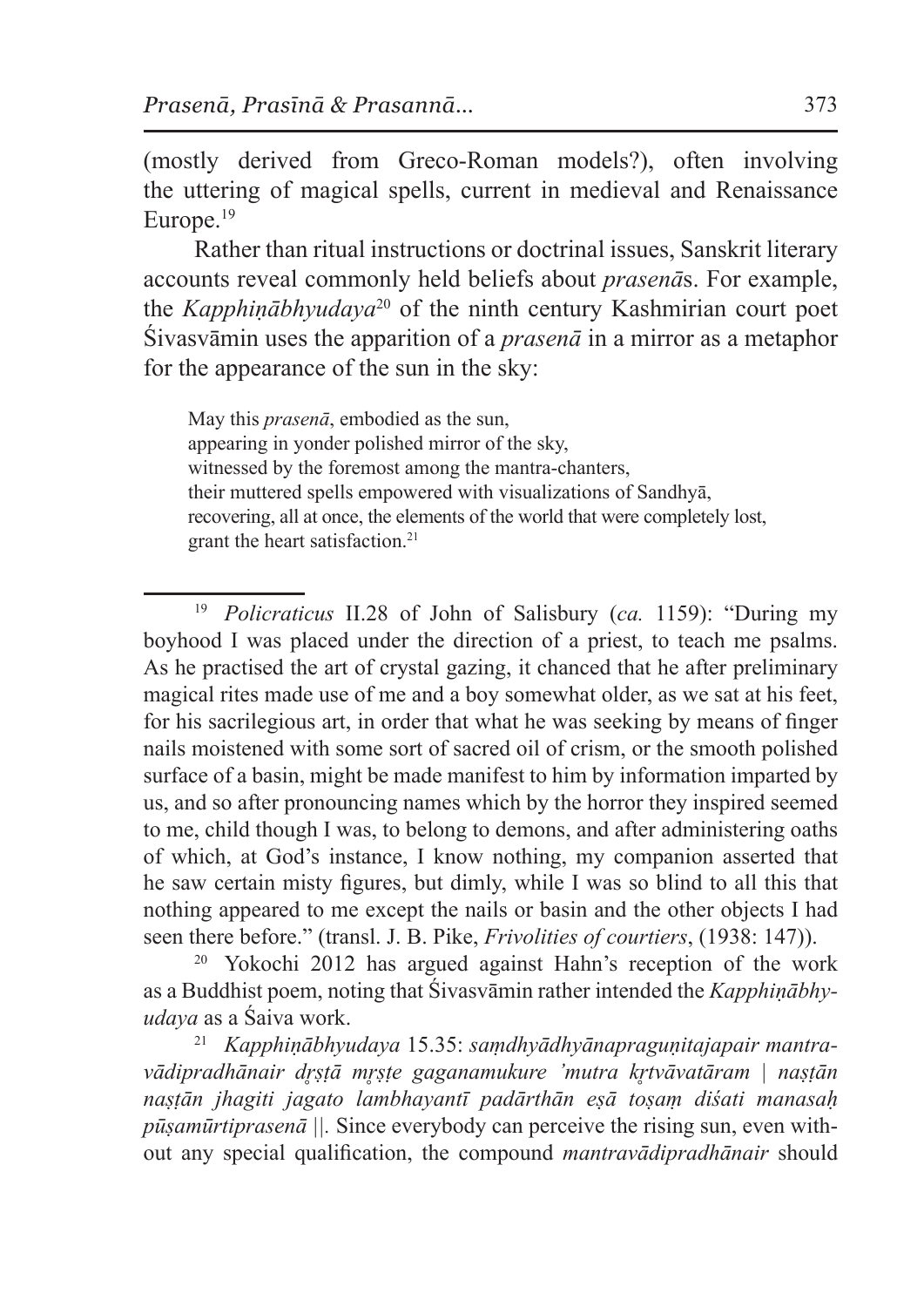(mostly derived from Greco-Roman models?), often involving the uttering of magical spells, current in medieval and Renaissance Europe.[19]

Rather than ritual instructions or doctrinal issues, Sanskrit literary accounts reveal commonly held beliefs about *prasenā*s. For example, the *Kapphiṇābhyudaya*[20] of the ninth century Kashmirian court poet Śivasvāmin uses the apparition of a *prasenā* in a mirror as a metaphor for the appearance of the sun in the sky:

> May this *prasenā*, embodied as the sun,
> appearing in yonder polished mirror of the sky,
> witnessed by the foremost among the mantra-chanters,
> their muttered spells empowered with visualizations of Sandhyā,
> recovering, all at once, the elements of the world that were completely lost,
> grant the heart satisfaction.[21]

---

[19] *Policraticus* II.28 of John of Salisbury (*ca.* 1159): "During my boyhood I was placed under the direction of a priest, to teach me psalms. As he practised the art of crystal gazing, it chanced that he after preliminary magical rites made use of me and a boy somewhat older, as we sat at his feet, for his sacrilegious art, in order that what he was seeking by means of finger nails moistened with some sort of sacred oil of crism, or the smooth polished surface of a basin, might be made manifest to him by information imparted by us, and so after pronouncing names which by the horror they inspired seemed to me, child though I was, to belong to demons, and after administering oaths of which, at God's instance, I know nothing, my companion asserted that he saw certain misty figures, but dimly, while I was so blind to all this that nothing appeared to me except the nails or basin and the other objects I had seen there before." (transl. J. B. Pike, *Frivolities of courtiers*, (1938: 147)).

[20] Yokochi 2012 has argued against Hahn's reception of the work as a Buddhist poem, noting that Śivasvāmin rather intended the *Kapphiṇābhyudaya* as a Śaiva work.

[21] *Kapphiṇābhyudaya* 15.35: *saṃdhyādhyānapraguṇitajapair mantravādipradhānair dṛṣṭā mṛṣṭe gaganamukure 'mutra kṛtvāvatāram | naṣṭān naṣṭān jhagiti jagato lambhayantī padārthān eṣā toṣaṃ diśati manasaḥ pūṣamūrtiprasenā ||*. Since everybody can perceive the rising sun, even without any special qualification, the compound *mantravādipradhānair* should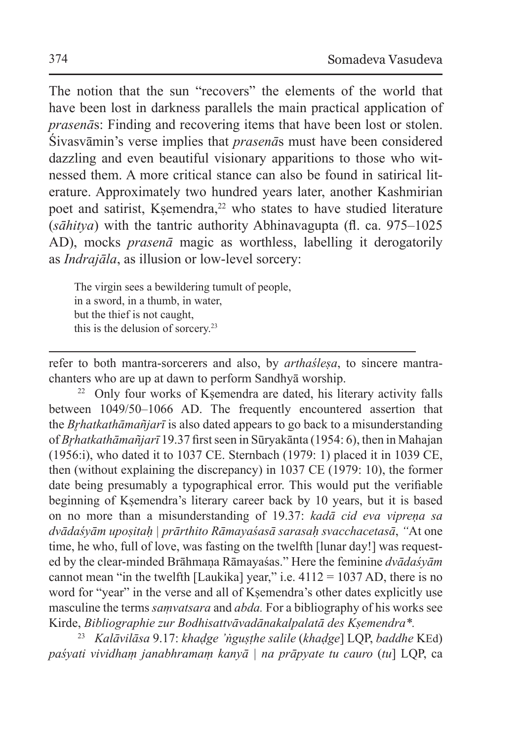The notion that the sun "recovers" the elements of the world that have been lost in darkness parallels the main practical application of *prasenā*s: Finding and recovering items that have been lost or stolen. Śivasvāmin's verse implies that *prasenā*s must have been considered dazzling and even beautiful visionary apparitions to those who witnessed them. A more critical stance can also be found in satirical literature. Approximately two hundred years later, another Kashmirian poet and satirist, Kṣemendra,[22] who states to have studied literature (*sāhitya*) with the tantric authority Abhinavagupta (fl. ca. 975–1025 AD), mocks *prasenā* magic as worthless, labelling it derogatorily as *Indrajāla*, as illusion or low-level sorcery:

> The virgin sees a bewildering tumult of people,
> in a sword, in a thumb, in water,
> but the thief is not caught,
> this is the delusion of sorcery.[23]

---

refer to both mantra-sorcerers and also, by *arthaśleṣa*, to sincere mantra-chanters who are up at dawn to perform Sandhyā worship.

[22] Only four works of Kṣemendra are dated, his literary activity falls between 1049/50–1066 AD. The frequently encountered assertion that the *Bṛhatkathāmañjarī* is also dated appears to go back to a misunderstanding of *Bṛhatkathāmañjarī* 19.37 first seen in Sūryakānta (1954: 6), then in Mahajan (1956:i), who dated it to 1037 CE. Sternbach (1979: 1) placed it in 1039 CE, then (without explaining the discrepancy) in 1037 CE (1979: 10), the former date being presumably a typographical error. This would put the verifiable beginning of Kṣemendra's literary career back by 10 years, but it is based on no more than a misunderstanding of 19.37: *kadā cid eva vipreṇa sa dvādaśyām upoṣitaḥ | prārthito Rāmayaśasā sarasaḥ svacchacetasā*, "At one time, he who, full of love, was fasting on the twelfth [lunar day!] was requested by the clear-minded Brāhmaṇa Rāmayaśas." Here the feminine *dvādaśyām* cannot mean "in the twelfth [Laukika] year," i.e. 4112 = 1037 AD, there is no word for "year" in the verse and all of Kṣemendra's other dates explicitly use masculine the terms *saṃvatsara* and *abda.* For a bibliography of his works see Kirde, *Bibliographie zur Bodhisattvāvadānakalpalatā des Kṣemendra\*.*

[23] *Kalāvilāsa* 9.17: *khaḍge 'ṅguṣṭhe salile* (*khaḍge*] LQP, *baddhe* KEd) *paśyati vividhaṃ janabhramaṃ kanyā | na prāpyate tu cauro* (*tu*] LQP, ca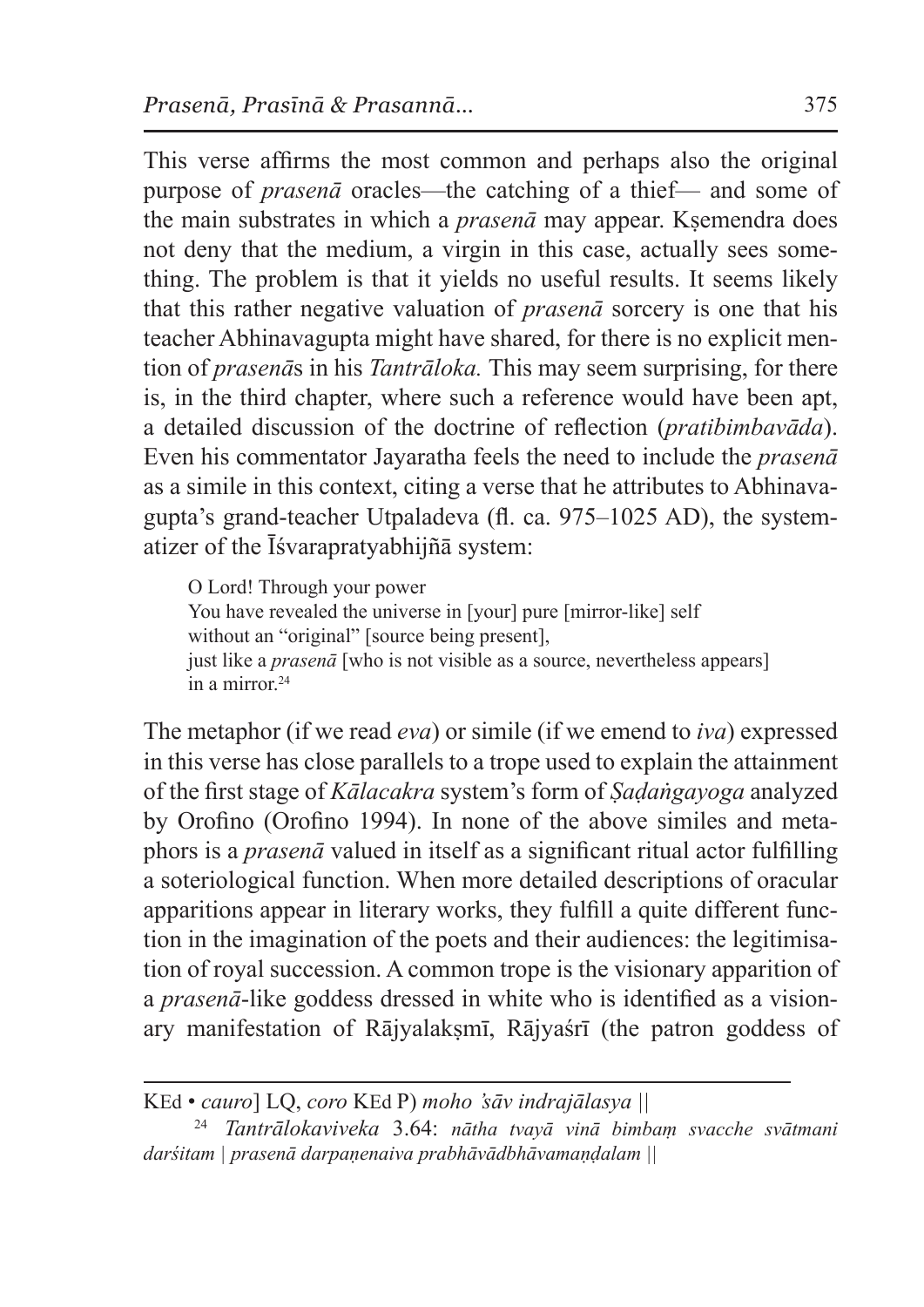This verse affirms the most common and perhaps also the original purpose of *prasenā* oracles—the catching of a thief— and some of the main substrates in which a *prasenā* may appear. Kṣemendra does not deny that the medium, a virgin in this case, actually sees something. The problem is that it yields no useful results. It seems likely that this rather negative valuation of *prasenā* sorcery is one that his teacher Abhinavagupta might have shared, for there is no explicit mention of *prasenā*s in his *Tantrāloka.* This may seem surprising, for there is, in the third chapter, where such a reference would have been apt, a detailed discussion of the doctrine of reflection (*pratibimbavāda*). Even his commentator Jayaratha feels the need to include the *prasenā* as a simile in this context, citing a verse that he attributes to Abhinavagupta's grand-teacher Utpaladeva (fl. ca. 975–1025 AD), the systematizer of the Īśvarapratyabhijñā system:

> O Lord! Through your power
> You have revealed the universe in [your] pure [mirror-like] self
> without an "original" [source being present],
> just like a *prasenā* [who is not visible as a source, nevertheless appears] in a mirror.[24]

The metaphor (if we read *eva*) or simile (if we emend to *iva*) expressed in this verse has close parallels to a trope used to explain the attainment of the first stage of *Kālacakra* system's form of *Ṣaḍaṅgayoga* analyzed by Orofino (Orofino 1994). In none of the above similes and metaphors is a *prasenā* valued in itself as a significant ritual actor fulfilling a soteriological function. When more detailed descriptions of oracular apparitions appear in literary works, they fulfill a quite different function in the imagination of the poets and their audiences: the legitimisation of royal succession. A common trope is the visionary apparition of a *prasenā*-like goddess dressed in white who is identified as a visionary manifestation of Rājyalakṣmī, Rājyaśrī (the patron goddess of

---

KEd • *cauro*] LQ, *coro* KEd P) *moho 'sāv indrajālasya* ||

[24] *Tantrālokaviveka* 3.64: *nātha tvayā vinā bimbaṃ svacche svātmani darśitam | prasenā darpaṇenaiva prabhāvādbhāvamaṇḍalam* ||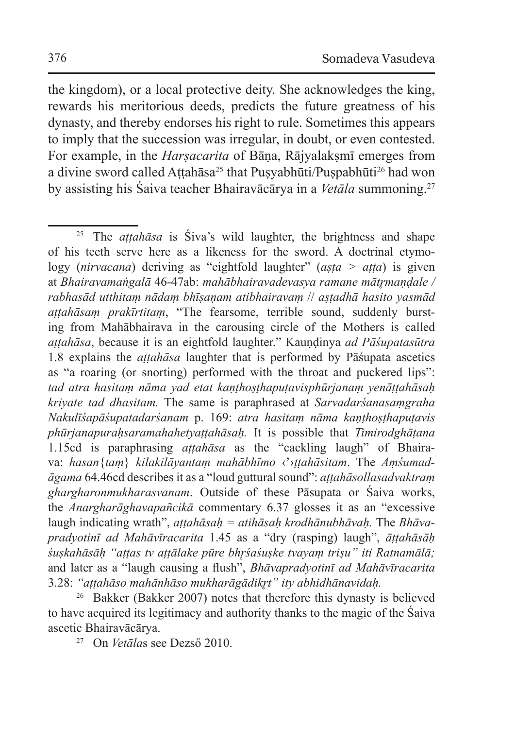the kingdom), or a local protective deity. She acknowledges the king, rewards his meritorious deeds, predicts the future greatness of his dynasty, and thereby endorses his right to rule. Sometimes this appears to imply that the succession was irregular, in doubt, or even contested. For example, in the *Harṣacarita* of Bāṇa, Rājyalakṣmī emerges from a divine sword called Aṭṭahāsa[25] that Puṣyabhūti/Puṣpabhūti[26] had won by assisting his Śaiva teacher Bhairavācārya in a *Vetāla* summoning.[27]

---

[25] The *aṭṭahāsa* is Śiva's wild laughter, the brightness and shape of his teeth serve here as a likeness for the sword. A doctrinal etymology (*nirvacana*) deriving as "eightfold laughter" (*aṣṭa* > *aṭṭa*) is given at *Bhairavamaṅgalā* 46-47ab: *mahābhairavadevasya ramane mātṛmaṇḍale / rabhasād utthitaṃ nādaṃ bhīṣaṇam atibhairavaṃ // aṣṭadhā hasito yasmād aṭṭahāsaṃ prakīrtitaṃ*, "The fearsome, terrible sound, suddenly bursting from Mahābhairava in the carousing circle of the Mothers is called *aṭṭahāsa*, because it is an eightfold laughter." Kauṇḍinya *ad Pāśupatasūtra* 1.8 explains the *aṭṭahāsa* laughter that is performed by Pāśupata ascetics as "a roaring (or snorting) performed with the throat and puckered lips": *tad atra hasitaṃ nāma yad etat kaṇṭhoṣṭhapuṭavisphūrjanaṃ yenāṭṭahāsaḥ kriyate tad dhasitam.* The same is paraphrased at *Sarvadarśanasaṃgraha Nakulīśapāśupatadarśanam* p. 169: *atra hasitaṃ nāma kaṇṭhoṣṭhapuṭavis phūrjanapuraḥsaramahahetyaṭṭahāsaḥ.* It is possible that *Timirodghāṭana* 1.15cd is paraphrasing *aṭṭahāsa* as the "cackling laugh" of Bhairava: *hasan{taṃ} kilakilāyantaṃ mahābhīmo ‹'›ṭṭahāsitam*. The *Aṃśumadāgama* 64.46cd describes it as a "loud guttural sound": *aṭṭahāsollasadvaktraṃ ghargharonmukharasvanam*. Outside of these Pāsupata or Śaiva works, the *Anargharāghavapañcikā* commentary 6.37 glosses it as an "excessive laugh indicating wrath", *aṭṭahāsaḥ = atihāsaḥ krodhānubhāvaḥ.* The *Bhāvapradyotinī ad Mahāvīracarita* 1.45 as a "dry (rasping) laugh", *āṭṭahāsāḥ śuṣkahāsāḥ "aṭṭas tv aṭṭālake pūre bhṛśaśuṣke tvayaṃ triṣu" iti Ratnamālā;* and later as a "laugh causing a flush", *Bhāvapradyotinī ad Mahāvīracarita* 3.28: *"aṭṭahāso mahānhāso mukharāgādikṛt" ity abhidhānavidaḥ.*

[26] Bakker (Bakker 2007) notes that therefore this dynasty is believed to have acquired its legitimacy and authority thanks to the magic of the Śaiva ascetic Bhairavācārya.

[27] On *Vetāla*s see Dezső 2010.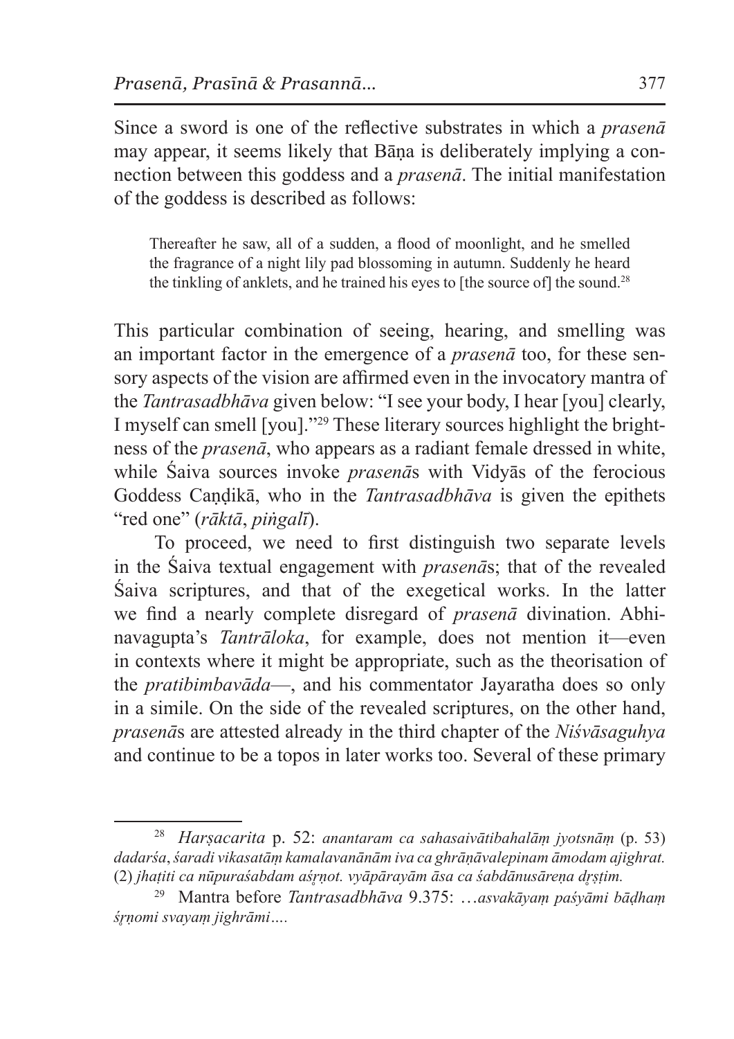Since a sword is one of the reflective substrates in which a *prasenā* may appear, it seems likely that Bāṇa is deliberately implying a connection between this goddess and a *prasenā*. The initial manifestation of the goddess is described as follows:

> Thereafter he saw, all of a sudden, a flood of moonlight, and he smelled the fragrance of a night lily pad blossoming in autumn. Suddenly he heard the tinkling of anklets, and he trained his eyes to [the source of] the sound.[28]

This particular combination of seeing, hearing, and smelling was an important factor in the emergence of a *prasenā* too, for these sensory aspects of the vision are affirmed even in the invocatory mantra of the *Tantrasadbhāva* given below: "I see your body, I hear [you] clearly, I myself can smell [you]."[29] These literary sources highlight the brightness of the *prasenā*, who appears as a radiant female dressed in white, while Śaiva sources invoke *prasenā*s with Vidyās of the ferocious Goddess Caṇḍikā, who in the *Tantrasadbhāva* is given the epithets "red one" (*rāktā*, *piṅgalī*).

To proceed, we need to first distinguish two separate levels in the Śaiva textual engagement with *prasenā*s; that of the revealed Śaiva scriptures, and that of the exegetical works. In the latter we find a nearly complete disregard of *prasenā* divination. Abhinavagupta's *Tantrāloka*, for example, does not mention it—even in contexts where it might be appropriate, such as the theorisation of the *pratibimbavāda*—, and his commentator Jayaratha does so only in a simile. On the side of the revealed scriptures, on the other hand, *prasenā*s are attested already in the third chapter of the *Niśvāsaguhya* and continue to be a topos in later works too. Several of these primary

---

[28] *Harṣacarita* p. 52: *anantaram ca sahasaivātibahalāṃ jyotsnāṃ* (p. 53) *dadarśa, śaradi vikasatāṃ kamalavanānām iva ca ghrāṇāvalepinam āmodam ajighrat.* (2) *jhaṭiti ca nūpuraśabdam aśr̥ṇot. vyāpārayām āsa ca śabdānusāreṇa dr̥ṣṭim.*

[29] Mantra before *Tantrasadbhāva* 9.375: …*asvakāyaṃ paśyāmi bāḍhaṃ śr̥ṇomi svayaṃ jighrāmi*….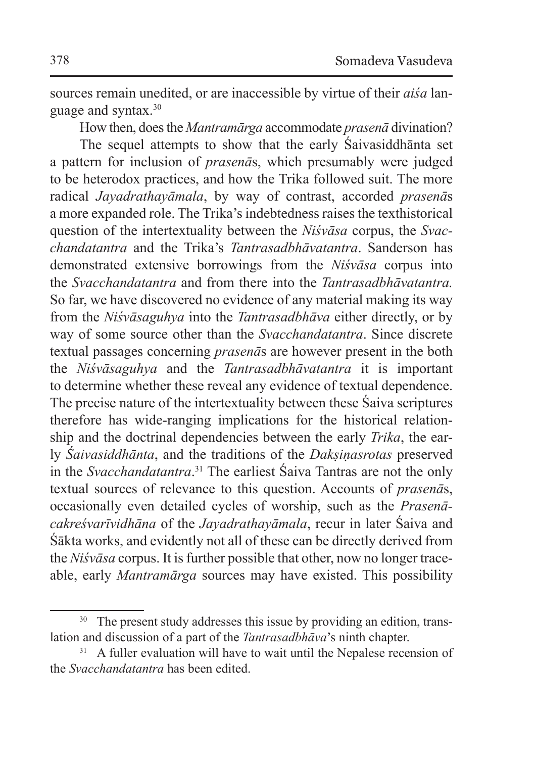sources remain unedited, or are inaccessible by virtue of their *aiśa* language and syntax.[30]

How then, does the *Mantramārga* accommodate *prasenā* divination?

The sequel attempts to show that the early Śaivasiddhānta set a pattern for inclusion of *prasenā*s, which presumably were judged to be heterodox practices, and how the Trika followed suit. The more radical *Jayadrathayāmala*, by way of contrast, accorded *prasenā*s a more expanded role. The Trika's indebtedness raises the texthistorical question of the intertextuality between the *Niśvāsa* corpus, the *Svacchandatantra* and the Trika's *Tantrasadbhāvatantra*. Sanderson has demonstrated extensive borrowings from the *Niśvāsa* corpus into the *Svacchandatantra* and from there into the *Tantrasadbhāvatantra.* So far, we have discovered no evidence of any material making its way from the *Niśvāsaguhya* into the *Tantrasadbhāva* either directly, or by way of some source other than the *Svacchandatantra*. Since discrete textual passages concerning *prasenā*s are however present in the both the *Niśvāsaguhya* and the *Tantrasadbhāvatantra* it is important to determine whether these reveal any evidence of textual dependence. The precise nature of the intertextuality between these Śaiva scriptures therefore has wide-ranging implications for the historical relationship and the doctrinal dependencies between the early *Trika*, the early *Śaivasiddhānta*, and the traditions of the *Dakṣiṇasrotas* preserved in the *Svacchandatantra*.[31] The earliest Śaiva Tantras are not the only textual sources of relevance to this question. Accounts of *prasenā*s, occasionally even detailed cycles of worship, such as the *Prasenācakreśvarīvidhāna* of the *Jayadrathayāmala*, recur in later Śaiva and Śākta works, and evidently not all of these can be directly derived from the *Niśvāsa* corpus. It is further possible that other, now no longer traceable, early *Mantramārga* sources may have existed. This possibility

---

[30] The present study addresses this issue by providing an edition, translation and discussion of a part of the *Tantrasadbhāva*'s ninth chapter.

[31] A fuller evaluation will have to wait until the Nepalese recension of the *Svacchandatantra* has been edited.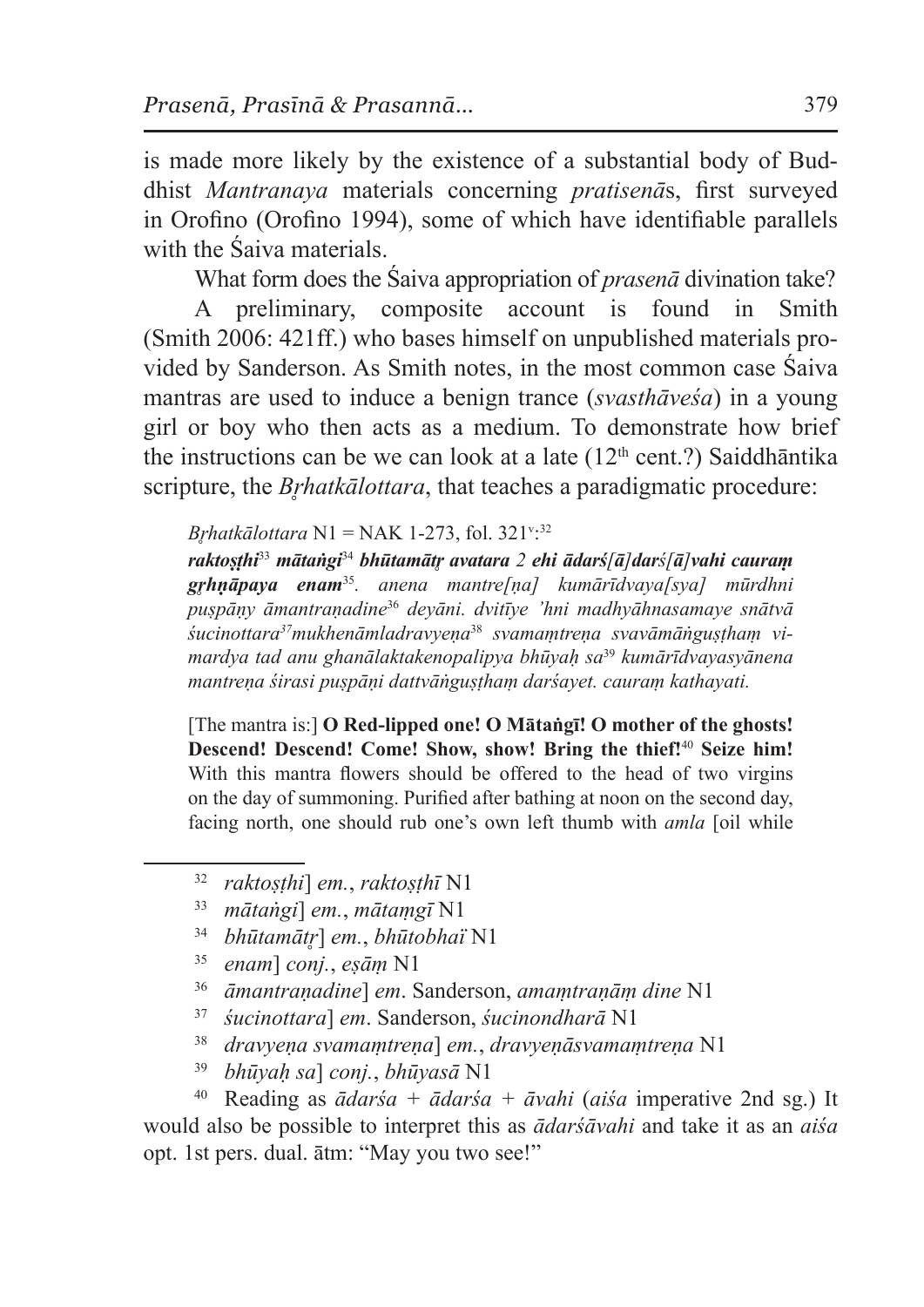is made more likely by the existence of a substantial body of Buddhist *Mantranaya* materials concerning *pratisenā*s, first surveyed in Orofino (Orofino 1994), some of which have identifiable parallels with the Śaiva materials.

What form does the Śaiva appropriation of *prasenā* divination take?

A preliminary, composite account is found in Smith (Smith 2006: 421ff.) who bases himself on unpublished materials provided by Sanderson. As Smith notes, in the most common case Śaiva mantras are used to induce a benign trance (*svasthāveśa*) in a young girl or boy who then acts as a medium. To demonstrate how brief the instructions can be we can look at a late (12th cent.?) Saiddhāntika scripture, the *Bṛhatkālottara*, that teaches a paradigmatic procedure:

> *Bṛhatkālottara* N1 = NAK 1-273, fol. 321v:[32]
>
> ***raktoṣṭhi***[33] ***mātaṅgi***[34] ***bhūtamātṛ avatara 2 ehi ādarś[ā]darś[ā]vahi cauraṃ gṛhṇāpaya enam***[35]. *anena mantre[ṇa] kumārīdvaya[sya] mūrdhni puṣpāṇy āmantraṇadine*[36] *deyāni. dvitīye 'hni madhyāhnasamaye snātvā śucinottara*[37]*mukhenāmladravyeṇa*[38] *svamaṃtreṇa svavāmāṅguṣṭhaṃ vimardya tad anu ghanālaktakenopalipya bhūyaḥ sa*[39] *kumārīdvayasyānena mantreṇa śirasi puṣpāṇi dattvāṅguṣṭhaṃ darśayet. cauraṃ kathayati.*
>
> [The mantra is:] **O Red-lipped one! O Mātaṅgī! O mother of the ghosts! Descend! Descend! Come! Show, show! Bring the thief!**[40] **Seize him!** With this mantra flowers should be offered to the head of two virgins on the day of summoning. Purified after bathing at noon on the second day, facing north, one should rub one's own left thumb with *amla* [oil while

[32] *raktoṣṭhi*] *em.*, *raktoṣṭhī* N1

[33] *mātaṅgi*] *em.*, *mātaṃgī* N1

[34] *bhūtamātṛ*] *em.*, *bhūtobhaï* N1

[35] *enam*] *conj.*, *eṣāṃ* N1

[36] *āmantraṇadine*] *em*. Sanderson, *amaṃtraṇāṃ dine* N1

[37] *śucinottara*] *em*. Sanderson, *śucinondharā* N1

[38] *dravyeṇa svamaṃtreṇa*] *em.*, *dravyeṇāsvamaṃtreṇa* N1

[39] *bhūyaḥ sa*] *conj.*, *bhūyasā* N1

[40] Reading as *ādarśa* + *ādarśa* + *āvahi* (*aiśa* imperative 2nd sg.) It would also be possible to interpret this as *ādarśāvahi* and take it as an *aiśa* opt. 1st pers. dual. ātm: "May you two see!"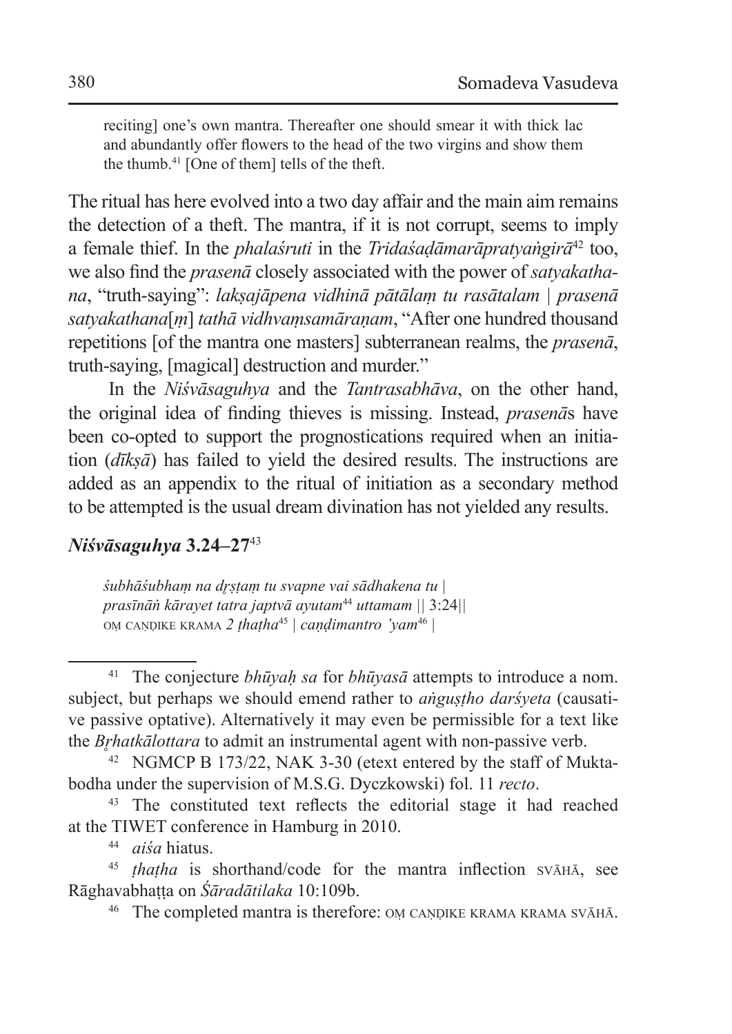reciting] one's own mantra. Thereafter one should smear it with thick lac and abundantly offer flowers to the head of the two virgins and show them the thumb.[41] [One of them] tells of the theft.

The ritual has here evolved into a two day affair and the main aim remains the detection of a theft. The mantra, if it is not corrupt, seems to imply a female thief. In the *phalaśruti* in the *Tridaśaḍāmarāpratyaṅgirā*[42] too, we also find the *prasenā* closely associated with the power of *satyakathana*, "truth-saying": *lakṣajāpena vidhinā pātālaṃ tu rasātalam | prasenā satyakathana*[*ṃ*] *tathā vidhvaṃsamāraṇam*, "After one hundred thousand repetitions [of the mantra one masters] subterranean realms, the *prasenā*, truth-saying, [magical] destruction and murder."

In the *Niśvāsaguhya* and the *Tantrasabhāva*, on the other hand, the original idea of finding thieves is missing. Instead, *prasenā*s have been co-opted to support the prognostications required when an initiation (*dīkṣā*) has failed to yield the desired results. The instructions are added as an appendix to the ritual of initiation as a secondary method to be attempted is the usual dream divination has not yielded any results.

### *Niśvāsaguhya* 3.24–27[43]

> *śubhāśubhaṃ na dṛṣṭaṃ tu svapne vai sādhakena tu |*
> *prasīnāṅ kārayet tatra japtvā ayutam*[44] *uttamam* || 3:24||
> OṂ CAṆḌIKE KRAMA *2 ṭhaṭha*[45] | *caṇḍimantro 'yam*[46] |

---

[41] The conjecture *bhūyaḥ sa* for *bhūyasā* attempts to introduce a nom. subject, but perhaps we should emend rather to *aṅguṣṭho darśyeta* (causative passive optative). Alternatively it may even be permissible for a text like the *Bṛhatkālottara* to admit an instrumental agent with non-passive verb.

[42] NGMCP B 173/22, NAK 3-30 (etext entered by the staff of Muktabodha under the supervision of M.S.G. Dyczkowski) fol. 11 *recto*.

[43] The constituted text reflects the editorial stage it had reached at the TIWET conference in Hamburg in 2010.

[44] *aiśa* hiatus.

[45] *ṭhaṭha* is shorthand/code for the mantra inflection SVĀHĀ, see Rāghavabhaṭṭa on *Śāradātilaka* 10:109b.

[46] The completed mantra is therefore: OṂ CAṆḌIKE KRAMA KRAMA SVĀHĀ.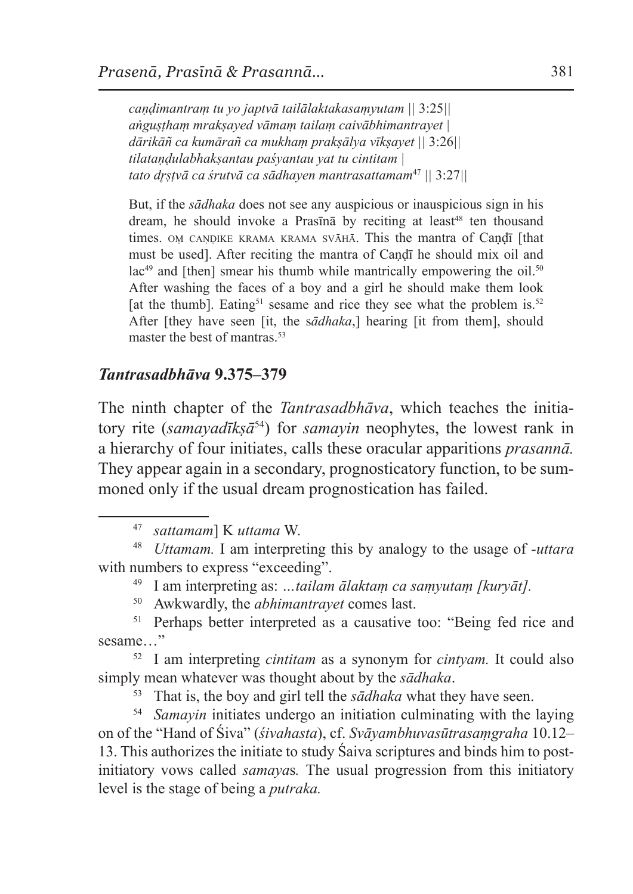*caṇḍimantraṃ tu yo japtvā tailālaktakasaṃyutam* || 3:25||
*aṅguṣṭhaṃ mrakṣayed vāmaṃ tailaṃ caivābhimantrayet* |
*dārikāñ ca kumārañ ca mukhaṃ prakṣālya vīkṣayet* || 3:26||
*tilataṇḍulabhakṣantau paśyantau yat tu cintitam* |
*tato dṛṣṭvā ca śrutvā ca sādhayen mantrasattamam*[47] || 3:27||

But, if the *sādhaka* does not see any auspicious or inauspicious sign in his dream, he should invoke a Prasīnā by reciting at least[48] ten thousand times. OṂ CAṆḌIKE KRAMA KRAMA SVĀHĀ. This the mantra of Caṇḍī [that must be used]. After reciting the mantra of Caṇḍī he should mix oil and lac[49] and [then] smear his thumb while mantrically empowering the oil.[50] After washing the faces of a boy and a girl he should make them look [at the thumb]. Eating[51] sesame and rice they see what the problem is.[52] After [they have seen [it, the s*ādhaka*,] hearing [it from them], should master the best of mantras.[53]

## *Tantrasadbhāva* 9.375–379

The ninth chapter of the *Tantrasadbhāva*, which teaches the initiatory rite (*samayadīkṣā*[54]) for *samayin* neophytes, the lowest rank in a hierarchy of four initiates, calls these oracular apparitions *prasannā.* They appear again in a secondary, prognosticatory function, to be summoned only if the usual dream prognostication has failed.

---

[47] *sattamam*] K *uttama* W.

[48] *Uttamam.* I am interpreting this by analogy to the usage of *-uttara* with numbers to express "exceeding".

[49] I am interpreting as: *…tailam ālaktaṃ ca saṃyutaṃ [kuryāt].*

[50] Awkwardly, the *abhimantrayet* comes last.

[51] Perhaps better interpreted as a causative too: "Being fed rice and sesame…"

[52] I am interpreting *cintitam* as a synonym for *cintyam.* It could also simply mean whatever was thought about by the *sādhaka*.

[53] That is, the boy and girl tell the *sādhaka* what they have seen.

[54] *Samayin* initiates undergo an initiation culminating with the laying on of the "Hand of Śiva" (*śivahasta*), cf. *Svāyambhuvasūtrasaṃgraha* 10.12–13. This authorizes the initiate to study Śaiva scriptures and binds him to post-initiatory vows called *samaya*s*.* The usual progression from this initiatory level is the stage of being a *putraka.*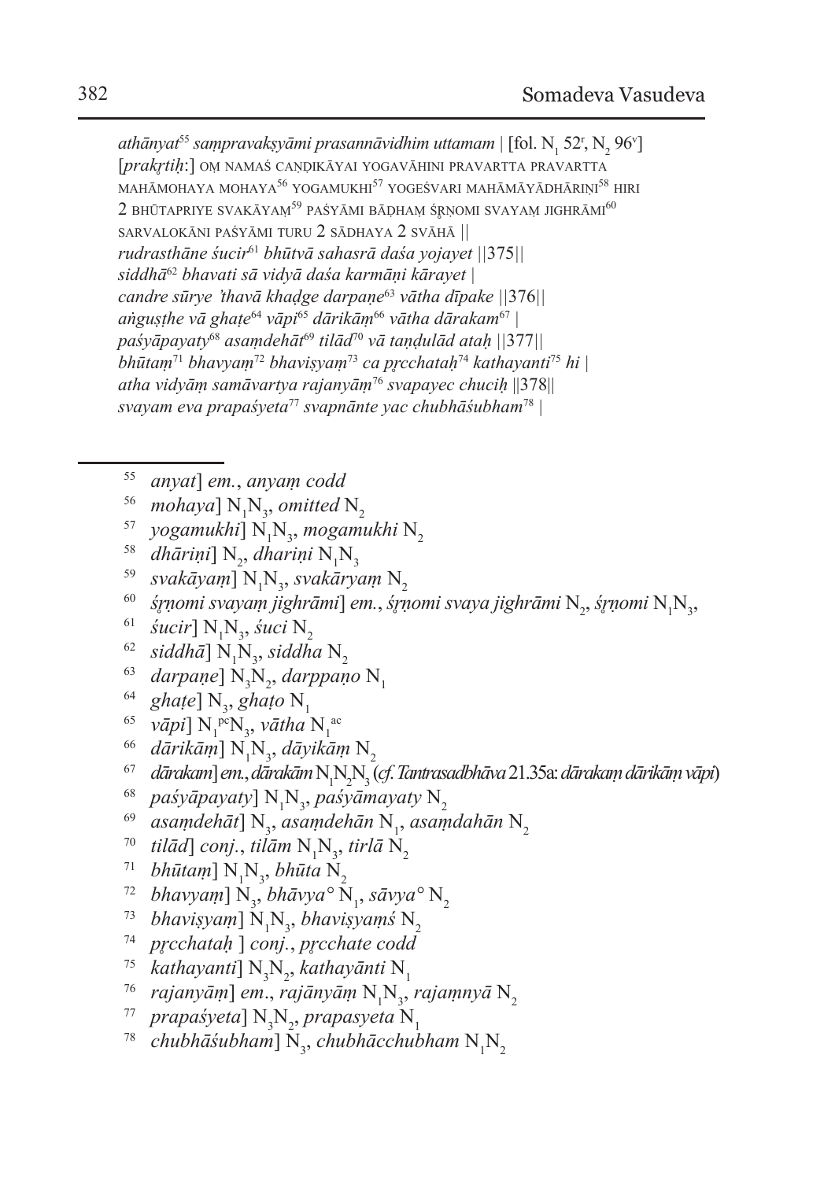*athānyat*[55] *sampravakṣyāmi prasannāvidhim uttamam* | [fol. $N_1$ 52r, $N_2$ 96v]
[*prakṛtiḥ*:] OṂ NAMAŚ CAṆḌIKĀYAI YOGAVĀHINI PRAVARTTA PRAVARTTA MAHĀMOHAYA MOHAYA[56] YOGAMUKHI[57] YOGEŚVARI MAHĀMĀYĀDHĀRIṆI[58] HIRI 2 BHŪTAPRIYE SVAKĀYAṂ[59] PAŚYĀMI BĀḌHAṂ ŚṚṆOMI SVAYAṂ JIGHRĀMI[60] SARVALOKĀNI PAŚYĀMI TURU 2 SĀDHAYA 2 SVĀHĀ ||
*rudrasthāne śucir*[61] *bhūtvā sahasrā daśa yojayet* ||375||
*siddhā*[62] *bhavati sā vidyā daśa karmāṇi kārayet* |
*candre sūrye 'thavā khaḍge darpaṇe*[63] *vātha dīpake* ||376||
*aṅguṣṭhe vā ghaṭe*[64] *vāpi*[65] *dārikāṃ*[66] *vātha dārakam*[67] |
*paśyāpayaty*[68] *asaṃdehāt*[69] *tilād*[70] *vā taṇḍulād ataḥ* ||377||
*bhūtaṃ*[71] *bhavyaṃ*[72] *bhaviṣyaṃ*[73] *ca pṛcchataḥ*[74] *kathayanti*[75] *hi* |
*atha vidyāṃ samāvartya rajanyāṃ*[76] *svapayec chuciḥ* ||378||
*svayam eva prapaśyeta*[77] *svapnānte yac chubhāśubham*[78] |

---

[55] *anyat*] *em.*, *anyaṃ codd*
[56] *mohaya*] $N_1N_3$, *omitted* $N_2$
[57] *yogamukhi*] $N_1N_3$, *mogamukhi* $N_2$
[58] *dhāriṇi*] $N_2$, *dhariṇi* $N_1N_3$
[59] *svakāyaṃ*] $N_1N_3$, *svakāryaṃ* $N_2$
[60] *śṛṇomi svayaṃ jighrāmi*] *em.*, *śṛṇomi svaya jighrāmi* $N_2$, *śṛṇomi* $N_1N_3$,
[61] *śucir*] $N_1N_3$, *śuci* $N_2$
[62] *siddhā*] $N_1N_3$, *siddha* $N_2$
[63] *darpaṇe*] $N_3N_2$, *darppaṇo* $N_1$
[64] *ghaṭe*] $N_3$, *ghaṭo* $N_1$
[65] *vāpi*] $N_1^{pc}N_3$, *vātha* $N_1^{ac}$
[66] *dārikāṃ*] $N_1N_3$, *dāyikāṃ* $N_2$
[67] *dārakam*] *em.*, *dārakām* $N_1N_2N_3$ (*cf. Tantrasadbhāva* 21.35a: *dārakaṃ dārikāṃ vāpi*)
[68] *paśyāpayaty*] $N_1N_3$, *paśyāmayaty* $N_2$
[69] *asaṃdehāt*] $N_3$, *asaṃdehān* $N_1$, *asaṃdahān* $N_2$
[70] *tilād*] *conj.*, *tilām* $N_1N_3$, *tirlā* $N_2$
[71] *bhūtaṃ*] $N_1N_3$, *bhūta* $N_2$
[72] *bhavyaṃ*] $N_3$, *bhāvya°* $N_1$, *sāvya°* $N_2$
[73] *bhaviṣyaṃ*] $N_1N_3$, *bhaviṣyaṃś* $N_2$
[74] *pṛcchataḥ* ] *conj.*, *pṛcchate codd*
[75] *kathayanti*] $N_3N_2$, *kathayānti* $N_1$
[76] *rajanyāṃ*] *em.*, *rajānyāṃ* $N_1N_3$, *rajaṃnyā* $N_2$
[77] *prapaśyeta*] $N_3N_2$, *prapasyeta* $N_1$
[78] *chubhāśubham*] $N_3$, *chubhācchubham* $N_1N_2$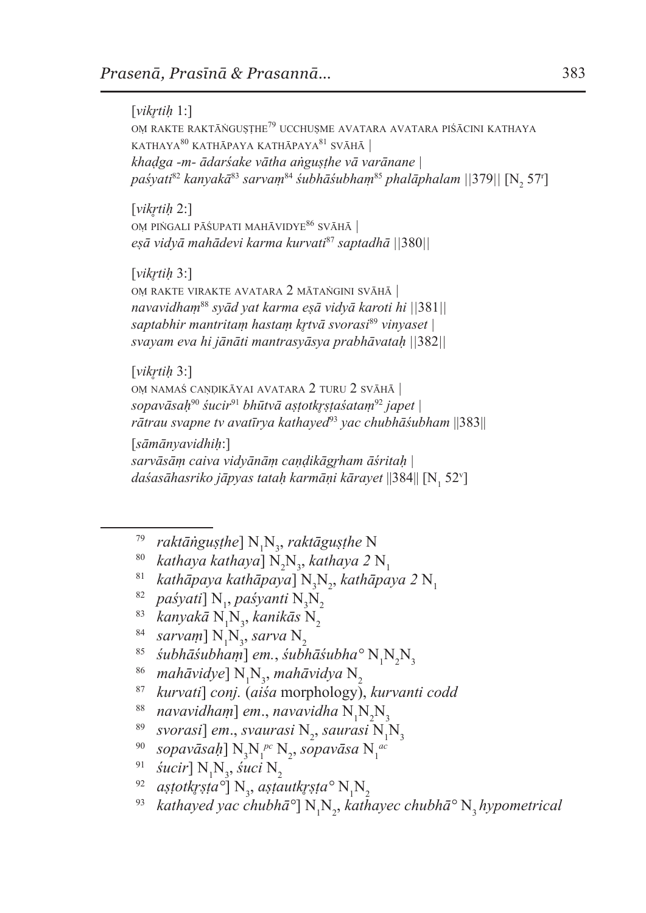[*vikṛtiḥ* 1:]
OṂ RAKTE RAKTĀṄGUṢṬHE[79] UCCHUṢME AVATARA AVATARA PIŚĀCINI KATHAYA KATHAYA[80] KATHĀPAYA KATHĀPAYA[81] SVĀHĀ |
*khaḍga -m- ādarśake vātha aṅguṣṭhe vā varānane |*
*paśyati*[82] *kanyakā*[83] *sarvaṃ*[84] *śubhāśubhaṃ*[85] *phalāphalam* ||379|| [$N_2$ 57r]

[*vikṛtiḥ* 2:]
OṂ PIṄGALI PĀŚUPATI MAHĀVIDYE[86] SVĀHĀ |
*eṣā vidyā mahādevi karma kurvati*[87] *saptadhā* ||380||

[*vikṛtiḥ* 3:]
OṂ RAKTE VIRAKTE AVATARA 2 MĀTAṄGINI SVĀHĀ |
*navavidhaṃ*[88] *syād yat karma eṣā vidyā karoti hi* ||381||
*saptabhir mantritaṃ hastaṃ kṛtvā svorasi*[89] *vinyaset |*
*svayam eva hi jānāti mantrasyāsya prabhāvataḥ* ||382||

[*vikṛtiḥ* 3:]
OṂ NAMAŚ CAṆḌIKĀYAI AVATARA 2 TURU 2 SVĀHĀ |
*sopavāsaḥ*[90] *śucir*[91] *bhūtvā aṣṭotkṛṣṭaśataṃ*[92] *japet |*
*rātrau svapne tv avatīrya kathayed*[93] *yac chubhāśubham* ||383||

[*sāmānyavidhiḥ*:]
*sarvāsāṃ caiva vidyānāṃ caṇḍikāgṛham āśritaḥ |*
*daśasāhasriko jāpyas tataḥ karmāṇi kārayet* ||384|| [$N_1$ 52v]

---

79 *raktāṅguṣṭhe*] $N_1N_3$, *raktāguṣṭhe* N
80 *kathaya kathaya*] $N_2N_3$, *kathaya 2* $N_1$
81 *kathāpaya kathāpaya*] $N_3N_2$, *kathāpaya 2* $N_1$
82 *paśyati*] $N_1$, *paśyanti* $N_3N_2$
83 *kanyakā* $N_1N_3$, *kanikās* $N_2$
84 *sarvaṃ*] $N_1N_3$, *sarva* $N_2$
85 *śubhāśubhaṃ*] *em.*, *śubhāśubha°* $N_1N_2N_3$
86 *mahāvidye*] $N_1N_3$, *mahāvidya* $N_2$
87 *kurvati*] *conj.* (*aiśa* morphology), *kurvanti codd*
88 *navavidhaṃ*] *em.*, *navavidha* $N_1N_2N_3$
89 *svorasi*] *em.*, *svaurasi* $N_2$, *saurasi* $N_1N_3$
90 *sopavāsaḥ*] $N_3N_1^{pc}$ $N_2$, *sopavāsa* $N_1^{ac}$
91 *śucir*] $N_1N_3$, *śuci* $N_2$
92 *aṣṭotkṛṣṭa°*] $N_3$, *aṣṭautkṛṣṭa°* $N_1N_2$
93 *kathayed yac chubhā°*] $N_1N_2$, *kathayec chubhā°* $N_3$ *hypometrical*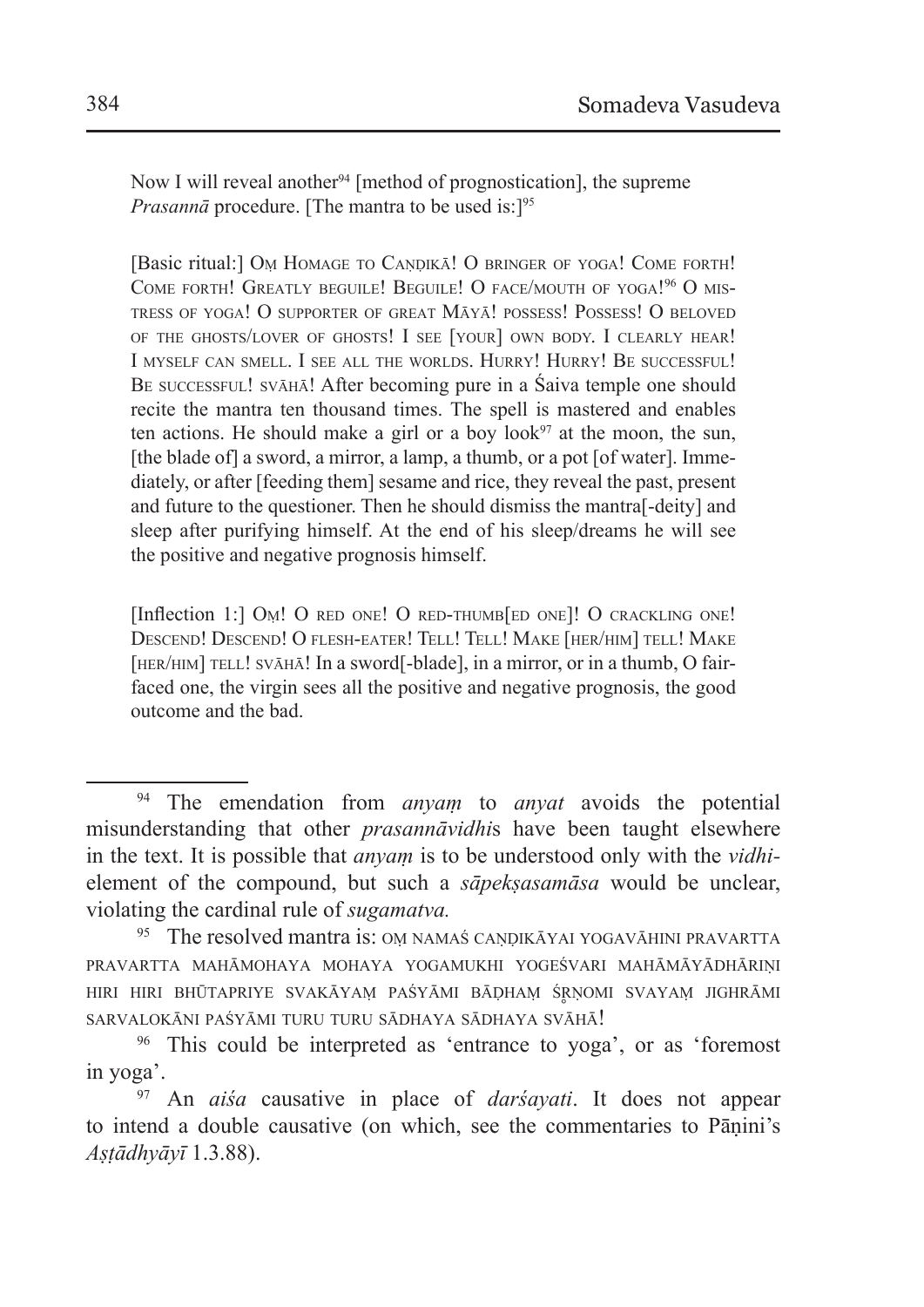Now I will reveal another[94] [method of prognostication], the supreme *Prasannā* procedure. [The mantra to be used is:][95]

[Basic ritual:] Oṃ Homage to Caṇḍikā! O bringer of yoga! Come forth! Come forth! Greatly beguile! Beguile! O face/mouth of yoga![96] O mistress of yoga! O supporter of great Māyā! possess! Possess! O beloved of the ghosts/lover of ghosts! I see [your] own body. I clearly hear! I myself can smell. I see all the worlds. Hurry! Hurry! Be successful! Be successful! svāhā! After becoming pure in a Śaiva temple one should recite the mantra ten thousand times. The spell is mastered and enables ten actions. He should make a girl or a boy look[97] at the moon, the sun, [the blade of] a sword, a mirror, a lamp, a thumb, or a pot [of water]. Immediately, or after [feeding them] sesame and rice, they reveal the past, present and future to the questioner. Then he should dismiss the mantra[-deity] and sleep after purifying himself. At the end of his sleep/dreams he will see the positive and negative prognosis himself.

[Inflection 1:] Oṃ! O red one! O red-thumb[ed one]! O crackling one! Descend! Descend! O flesh-eater! Tell! Tell! Make [her/him] tell! Make [her/him] tell! svāhā! In a sword[-blade], in a mirror, or in a thumb, O fair-faced one, the virgin sees all the positive and negative prognosis, the good outcome and the bad.

---

[94] The emendation from *anyaṃ* to *anyat* avoids the potential misunderstanding that other *prasannāvidhi*s have been taught elsewhere in the text. It is possible that *anyaṃ* is to be understood only with the *vidhi*-element of the compound, but such a *sāpekṣasamāsa* would be unclear, violating the cardinal rule of *sugamatva.*

[95] The resolved mantra is: oṃ namaś caṇḍikāyai yogavāhini pravartta pravartta mahāmohaya mohaya yogamukhi yogeśvari mahāmāyādhāriṇi hiri hiri bhūtapriye svakāyaṃ paśyāmi bāḍhaṃ śṛṇomi svayaṃ jighrāmi sarvalokāni paśyāmi turu turu sādhaya sādhaya svāhā!

[96] This could be interpreted as 'entrance to yoga', or as 'foremost in yoga'.

[97] An *aiśa* causative in place of *darśayati*. It does not appear to intend a double causative (on which, see the commentaries to Pāṇini's *Aṣṭādhyāyī* 1.3.88).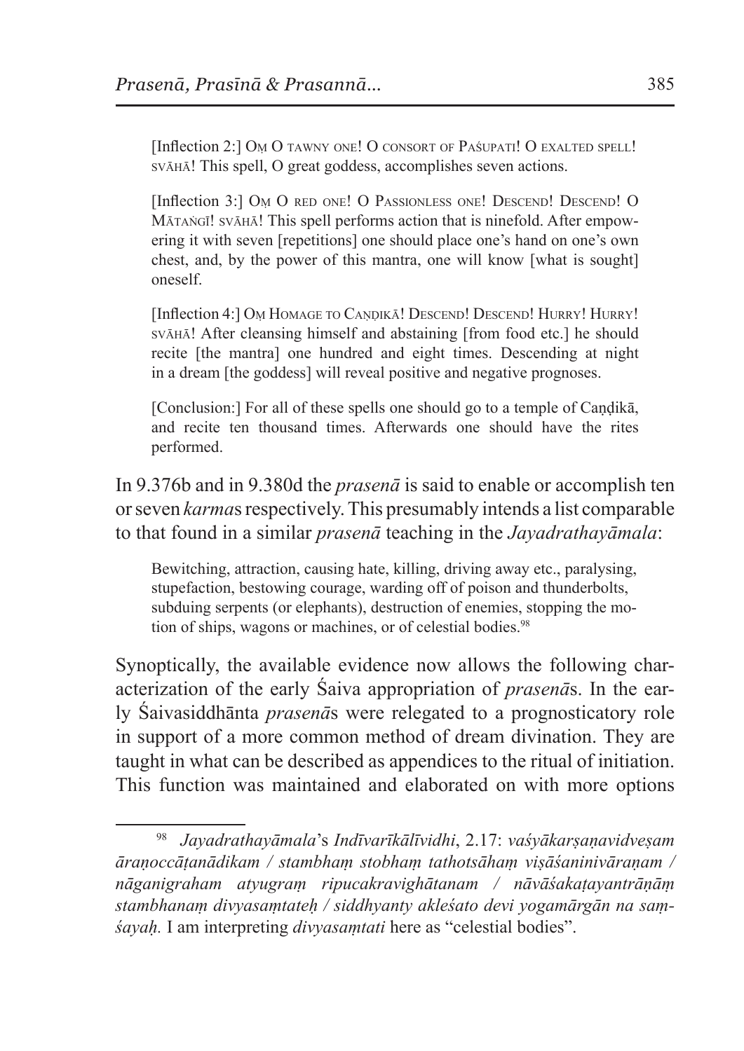[Inflection 2:] Oṃ O tawny one! O consort of Paśupati! O exalted spell! svāhā! This spell, O great goddess, accomplishes seven actions.

[Inflection 3:] Oṃ O red one! O Passionless one! Descend! Descend! O Mātaṅgī! svāhā! This spell performs action that is ninefold. After empowering it with seven [repetitions] one should place one's hand on one's own chest, and, by the power of this mantra, one will know [what is sought] oneself.

[Inflection 4:] Oṃ Homage to Caṇḍikā! Descend! Descend! Hurry! Hurry! svāhā! After cleansing himself and abstaining [from food etc.] he should recite [the mantra] one hundred and eight times. Descending at night in a dream [the goddess] will reveal positive and negative prognoses.

[Conclusion:] For all of these spells one should go to a temple of Caṇḍikā, and recite ten thousand times. Afterwards one should have the rites performed.

In 9.376b and in 9.380d the *prasenā* is said to enable or accomplish ten or seven *karma*s respectively. This presumably intends a list comparable to that found in a similar *prasenā* teaching in the *Jayadrathayāmala*:

Bewitching, attraction, causing hate, killing, driving away etc., paralysing, stupefaction, bestowing courage, warding off of poison and thunderbolts, subduing serpents (or elephants), destruction of enemies, stopping the motion of ships, wagons or machines, or of celestial bodies.[98]

Synoptically, the available evidence now allows the following characterization of the early Śaiva appropriation of *prasenā*s. In the early Śaivasiddhānta *prasenā*s were relegated to a prognosticatory role in support of a more common method of dream divination. They are taught in what can be described as appendices to the ritual of initiation. This function was maintained and elaborated on with more options

---

[98] *Jayadrathayāmala*'s *Indīvarīkālīvidhi*, 2.17: *vaśyākarṣaṇavidveṣam āraṇoccāṭanādikam / stambhaṃ stobhaṃ tathotsāhaṃ viṣāśaninivāraṇam / nāganigraham atyugraṃ ripucakravighātanam / nāvāśakaṭayantrāṇāṃ stambhanaṃ divyasaṃtateḥ / siddhyanty akleśato devi yogamārgān na saṃśayaḥ.* I am interpreting *divyasaṃtati* here as "celestial bodies".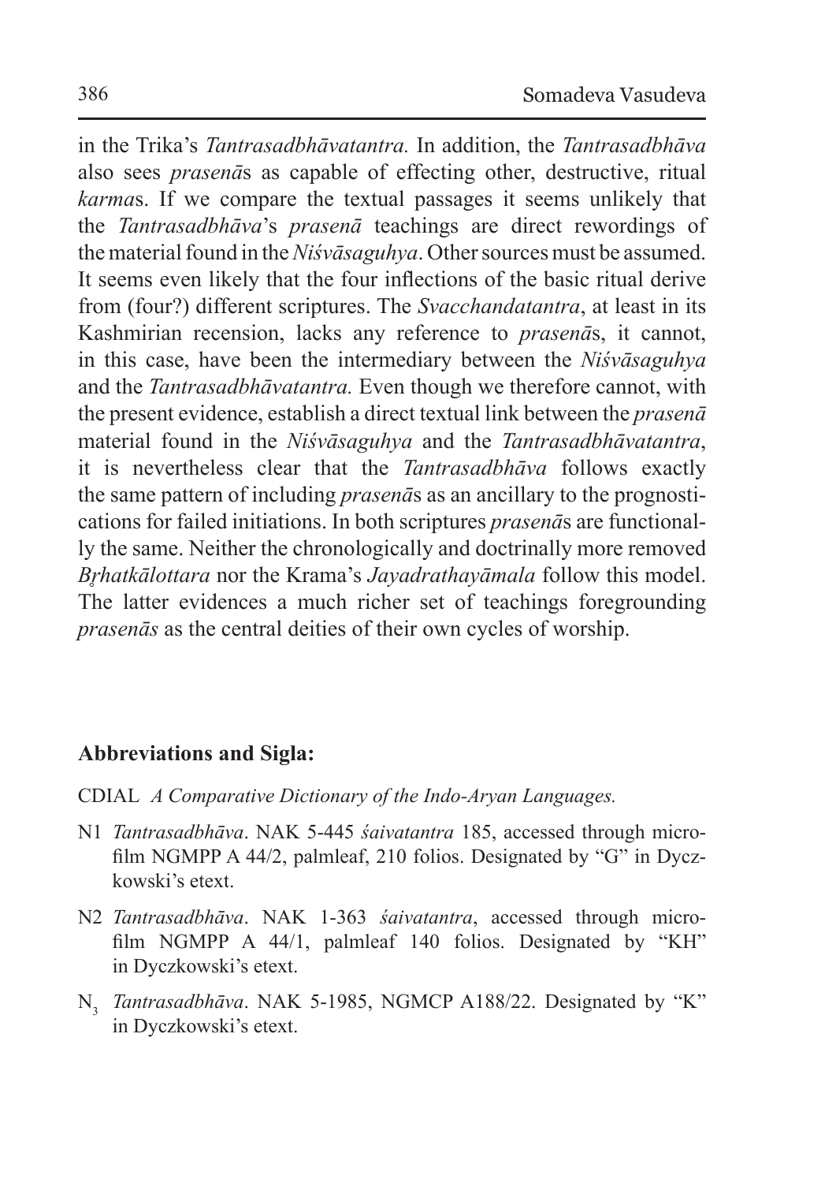in the Trika's *Tantrasadbhāvatantra.* In addition, the *Tantrasadbhāva* also sees *prasenā*s as capable of effecting other, destructive, ritual *karma*s. If we compare the textual passages it seems unlikely that the *Tantrasadbhāva*'s *prasenā* teachings are direct rewordings of the material found in the *Niśvāsaguhya*. Other sources must be assumed. It seems even likely that the four inflections of the basic ritual derive from (four?) different scriptures. The *Svacchandatantra*, at least in its Kashmirian recension, lacks any reference to *prasenā*s, it cannot, in this case, have been the intermediary between the *Niśvāsaguhya* and the *Tantrasadbhāvatantra.* Even though we therefore cannot, with the present evidence, establish a direct textual link between the *prasenā* material found in the *Niśvāsaguhya* and the *Tantrasadbhāvatantra*, it is nevertheless clear that the *Tantrasadbhāva* follows exactly the same pattern of including *prasenā*s as an ancillary to the prognostications for failed initiations. In both scriptures *prasenā*s are functionally the same. Neither the chronologically and doctrinally more removed *Bṛhatkālottara* nor the Krama's *Jayadrathayāmala* follow this model. The latter evidences a much richer set of teachings foregrounding *prasenās* as the central deities of their own cycles of worship.

**Abbreviations and Sigla:**

CDIAL *A Comparative Dictionary of the Indo-Aryan Languages.*

N1 *Tantrasadbhāva*. NAK 5-445 *śaivatantra* 185, accessed through microfilm NGMPP A 44/2, palmleaf, 210 folios. Designated by "G" in Dyczkowski's etext.

N2 *Tantrasadbhāva*. NAK 1-363 *śaivatantra*, accessed through microfilm NGMPP A 44/1, palmleaf 140 folios. Designated by "KH" in Dyczkowski's etext.

$N_3$ *Tantrasadbhāva*. NAK 5-1985, NGMCP A188/22. Designated by "K" in Dyczkowski's etext.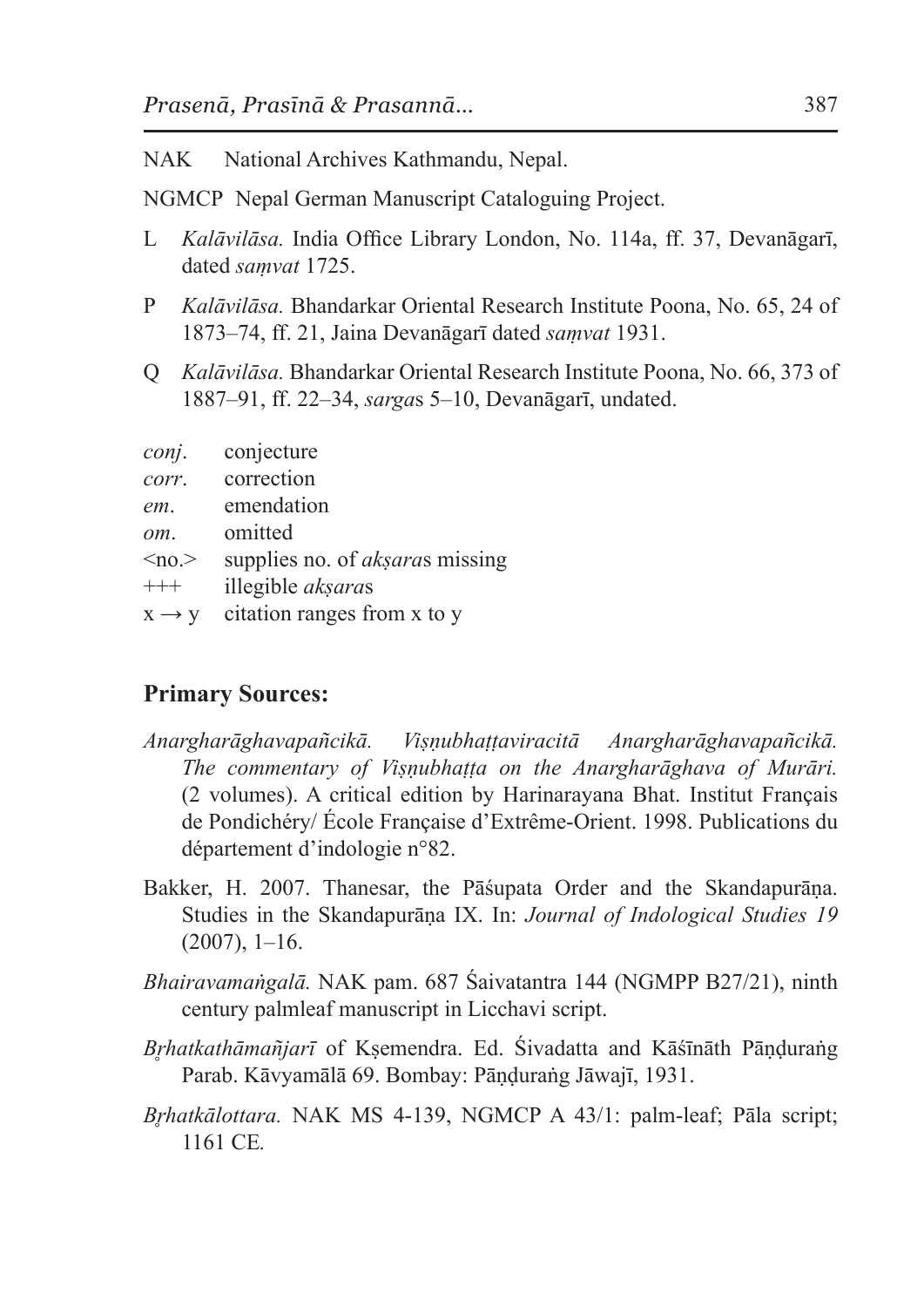NAK National Archives Kathmandu, Nepal.

NGMCP Nepal German Manuscript Cataloguing Project.

L *Kalāvilāsa.* India Office Library London, No. 114a, ff. 37, Devanāgarī, dated *saṃvat* 1725.

P *Kalāvilāsa.* Bhandarkar Oriental Research Institute Poona, No. 65, 24 of 1873–74, ff. 21, Jaina Devanāgarī dated *saṃvat* 1931.

Q *Kalāvilāsa.* Bhandarkar Oriental Research Institute Poona, No. 66, 373 of 1887–91, ff. 22–34, *sarga*s 5–10, Devanāgarī, undated.

*conj*. conjecture
*corr*. correction
*em*. emendation
*om*. omitted
<no.> supplies no. of *akṣara*s missing
+++ illegible *akṣara*s
x → y citation ranges from x to y

## Primary Sources:

*Anargharāghavapañcikā. Viṣṇubhaṭṭaviracitā Anargharāghavapañcikā. The commentary of Viṣṇubhaṭṭa on the Anargharāghava of Murāri.* (2 volumes). A critical edition by Harinarayana Bhat. Institut Français de Pondichéry/ École Française d'Extrême-Orient. 1998. Publications du département d'indologie n°82.

Bakker, H. 2007. Thanesar, the Pāśupata Order and the Skandapurāṇa. Studies in the Skandapurāṇa IX. In: *Journal of Indological Studies 19* (2007), 1–16.

*Bhairavamaṅgalā.* NAK pam. 687 Śaivatantra 144 (NGMPP B27/21), ninth century palmleaf manuscript in Licchavi script.

*Bṛhatkathāmañjarī* of Kṣemendra. Ed. Śivadatta and Kāśīnāth Pāṇḍuraṅg Parab. Kāvyamālā 69. Bombay: Pāṇḍuraṅg Jāwajī, 1931.

*Bṛhatkālottara.* NAK MS 4-139, NGMCP A 43/1: palm-leaf; Pāla script; 1161 CE.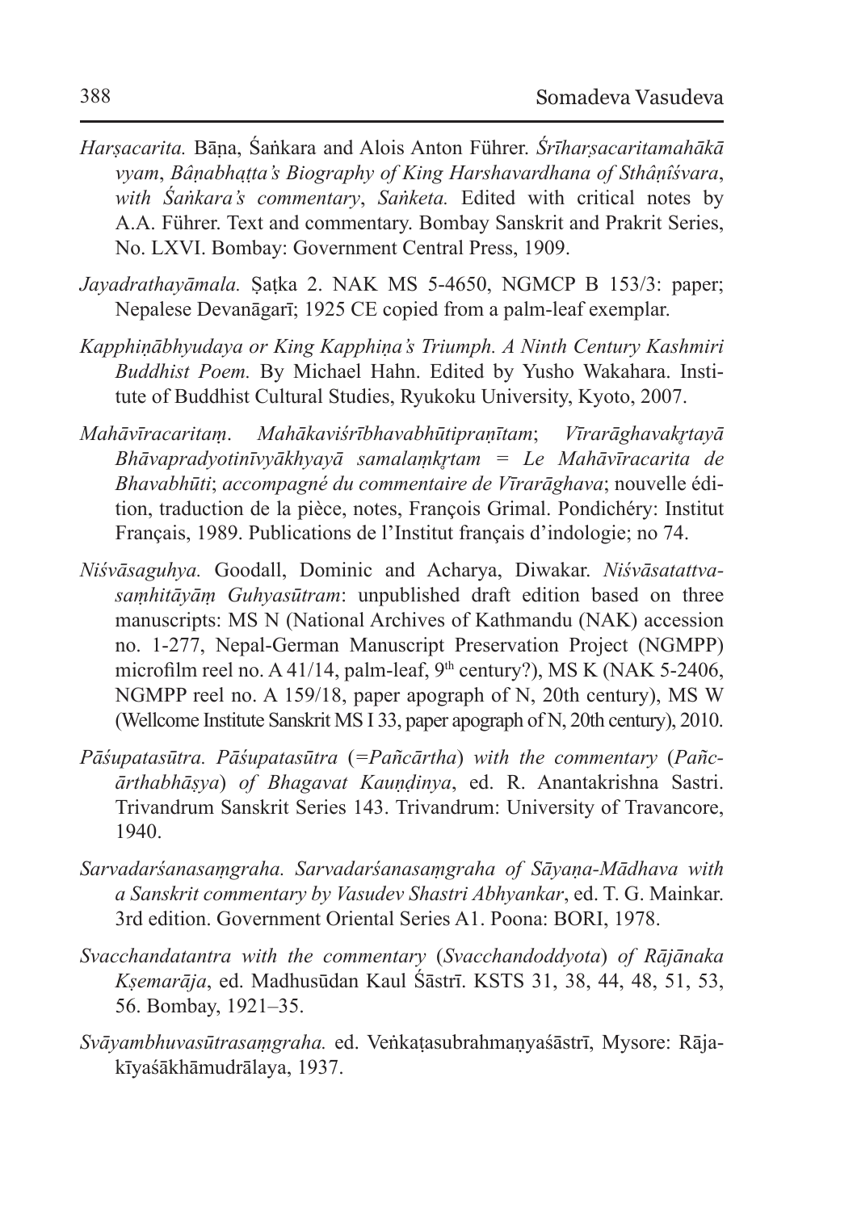*Harṣacarita.* Bāṇa, Śaṅkara and Alois Anton Führer. *Śrīharṣacaritamahākāvyam*, *Bâṇabhaṭṭa's Biography of King Harshavardhana of Sthâṇîśvara*, *with Śaṅkara's commentary*, *Saṅketa.* Edited with critical notes by A.A. Führer. Text and commentary. Bombay Sanskrit and Prakrit Series, No. LXVI. Bombay: Government Central Press, 1909.

*Jayadrathayāmala.* Ṣaṭka 2. NAK MS 5-4650, NGMCP B 153/3: paper; Nepalese Devanāgarī; 1925 CE copied from a palm-leaf exemplar.

*Kapphiṇābhyudaya or King Kapphiṇa's Triumph. A Ninth Century Kashmiri Buddhist Poem.* By Michael Hahn. Edited by Yusho Wakahara. Institute of Buddhist Cultural Studies, Ryukoku University, Kyoto, 2007.

*Mahāvīracaritaṃ*. *Mahākaviśrībhavabhūtipraṇītam*; *Vīrarāghavakṛtayā Bhāvapradyotinīvyākhyayā samalaṃkṛtam = Le Mahāvīracarita de Bhavabhūti*; *accompagné du commentaire de Vīrarāghava*; nouvelle édition, traduction de la pièce, notes, François Grimal. Pondichéry: Institut Français, 1989. Publications de l'Institut français d'indologie; no 74.

*Niśvāsaguhya.* Goodall, Dominic and Acharya, Diwakar. *Niśvāsatattvasaṃhitāyāṃ Guhyasūtram*: unpublished draft edition based on three manuscripts: MS N (National Archives of Kathmandu (NAK) accession no. 1-277, Nepal-German Manuscript Preservation Project (NGMPP) microfilm reel no. A 41/14, palm-leaf, 9th century?), MS K (NAK 5-2406, NGMPP reel no. A 159/18, paper apograph of N, 20th century), MS W (Wellcome Institute Sanskrit MS I 33, paper apograph of N, 20th century), 2010.

*Pāśupatasūtra. Pāśupatasūtra* (*=Pañcārtha*) *with the commentary* (*Pañcārthabhāṣya*) *of Bhagavat Kauṇḍinya*, ed. R. Anantakrishna Sastri. Trivandrum Sanskrit Series 143. Trivandrum: University of Travancore, 1940.

*Sarvadarśanasaṃgraha. Sarvadarśanasaṃgraha of Sāyaṇa-Mādhava with a Sanskrit commentary by Vasudev Shastri Abhyankar*, ed. T. G. Mainkar. 3rd edition. Government Oriental Series A1. Poona: BORI, 1978.

*Svacchandatantra with the commentary* (*Svacchandoddyota*) *of Rājānaka Kṣemarāja*, ed. Madhusūdan Kaul Śāstrī. KSTS 31, 38, 44, 48, 51, 53, 56. Bombay, 1921–35.

*Svāyambhuvasūtrasaṃgraha.* ed. Veṅkaṭasubrahmaṇyaśāstrī, Mysore: Rājakīyaśākhāmudrālaya, 1937.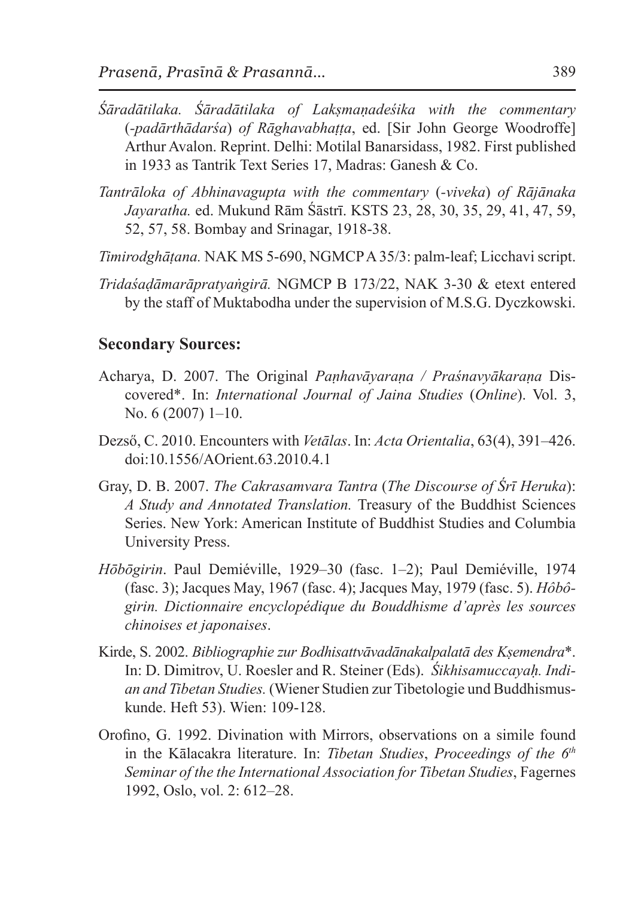*Śāradātilaka. Śāradātilaka of Lakṣmaṇadeśika with the commentary (-padārthādarśa) of Rāghavabhaṭṭa*, ed. [Sir John George Woodroffe] Arthur Avalon. Reprint. Delhi: Motilal Banarsidass, 1982. First published in 1933 as Tantrik Text Series 17, Madras: Ganesh & Co.

*Tantrāloka of Abhinavagupta with the commentary (-viveka) of Rājānaka Jayaratha.* ed. Mukund Rām Śāstrī. KSTS 23, 28, 30, 35, 29, 41, 47, 59, 52, 57, 58. Bombay and Srinagar, 1918-38.

*Timirodghāṭana.* NAK MS 5-690, NGMCP A 35/3: palm-leaf; Licchavi script.

*Tridaśaḍāmarāpratyaṅgirā.* NGMCP B 173/22, NAK 3-30 & etext entered by the staff of Muktabodha under the supervision of M.S.G. Dyczkowski.

## Secondary Sources:

Acharya, D. 2007. The Original *Paṇhavāyaraṇa / Praśnavyākaraṇa* Discovered*. In: *International Journal of Jaina Studies* (*Online*). Vol. 3, No. 6 (2007) 1–10.

Dezső, C. 2010. Encounters with *Vetālas*. In: *Acta Orientalia*, 63(4), 391–426. doi:10.1556/AOrient.63.2010.4.1

Gray, D. B. 2007. *The Cakrasamvara Tantra* (*The Discourse of Śrī Heruka*): *A Study and Annotated Translation.* Treasury of the Buddhist Sciences Series. New York: American Institute of Buddhist Studies and Columbia University Press.

*Hōbōgirin*. Paul Demiéville, 1929–30 (fasc. 1–2); Paul Demiéville, 1974 (fasc. 3); Jacques May, 1967 (fasc. 4); Jacques May, 1979 (fasc. 5). *Hôbôgirin. Dictionnaire encyclopédique du Bouddhisme d'après les sources chinoises et japonaises*.

Kirde, S. 2002. *Bibliographie zur Bodhisattvāvadānakalpalatā des Kṣemendra**. In: D. Dimitrov, U. Roesler and R. Steiner (Eds). *Śikhisamuccayaḥ. Indian and Tibetan Studies.* (Wiener Studien zur Tibetologie und Buddhismuskunde. Heft 53). Wien: 109-128.

Orofino, G. 1992. Divination with Mirrors, observations on a simile found in the Kālacakra literature. In: *Tibetan Studies*, *Proceedings of the 6th Seminar of the the International Association for Tibetan Studies*, Fagernes 1992, Oslo, vol. 2: 612–28.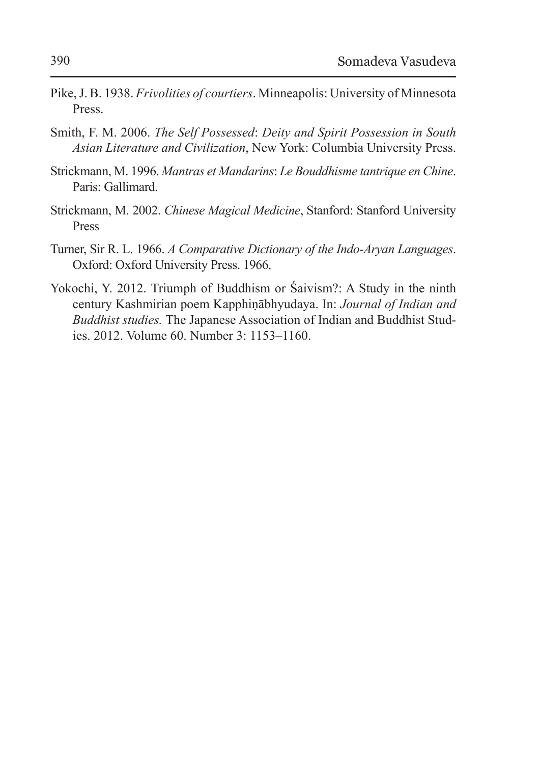Pike, J. B. 1938. *Frivolities of courtiers*. Minneapolis: University of Minnesota Press.

Smith, F. M. 2006. *The Self Possessed*: *Deity and Spirit Possession in South Asian Literature and Civilization*, New York: Columbia University Press.

Strickmann, M. 1996. *Mantras et Mandarins*: *Le Bouddhisme tantrique en Chine*. Paris: Gallimard.

Strickmann, M. 2002. *Chinese Magical Medicine*, Stanford: Stanford University Press

Turner, Sir R. L. 1966. *A Comparative Dictionary of the Indo-Aryan Languages*. Oxford: Oxford University Press. 1966.

Yokochi, Y. 2012. Triumph of Buddhism or Śaivism?: A Study in the ninth century Kashmirian poem Kapphiṇābhyudaya. In: *Journal of Indian and Buddhist studies.* The Japanese Association of Indian and Buddhist Studies. 2012. Volume 60. Number 3: 1153–1160.